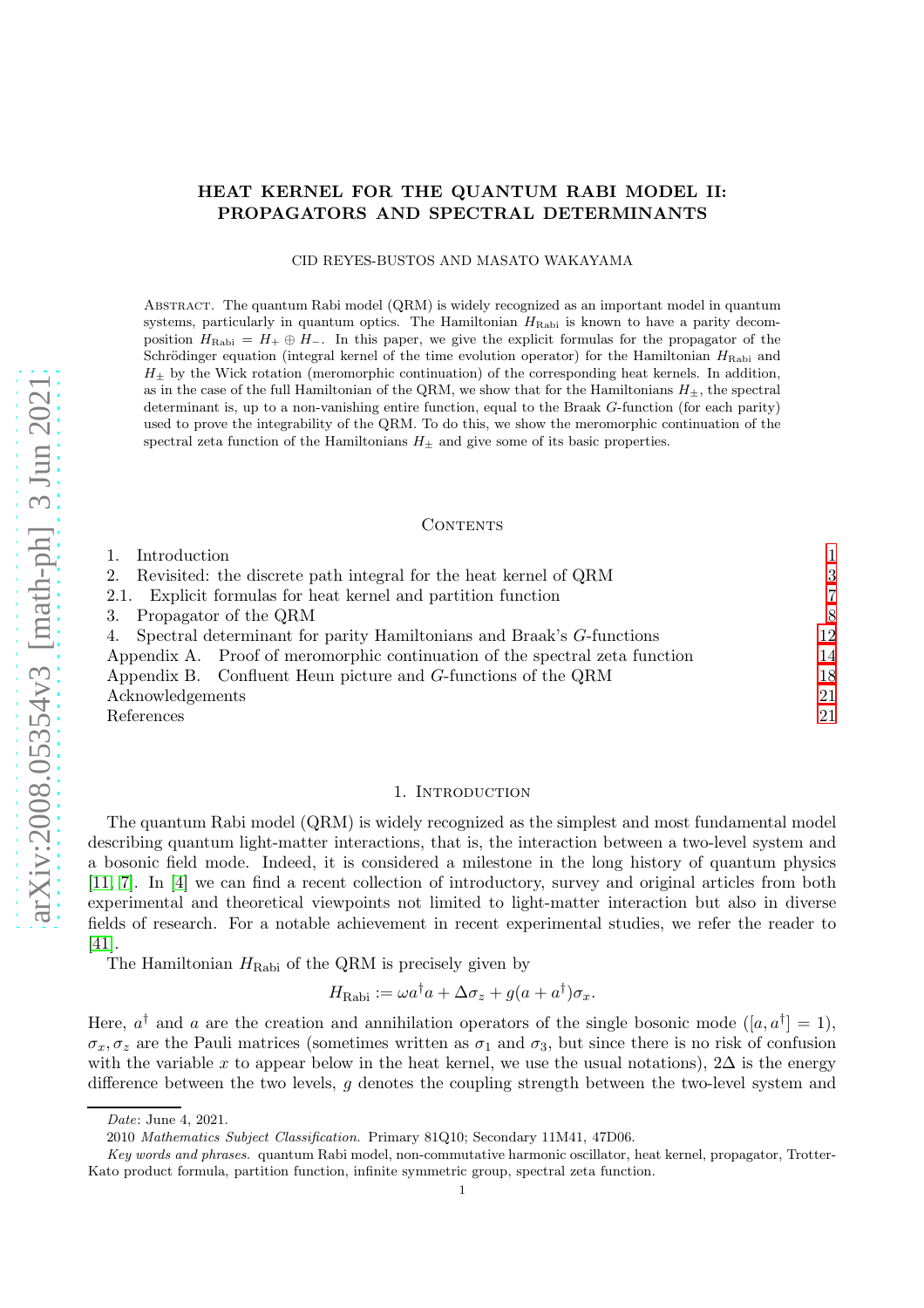# HEAT KERNEL FOR THE QUANTUM RABI MODEL II: PROPAGATORS AND SPECTRAL DETERMINANTS

CID REYES-BUSTOS AND MASATO WAKAYAMA

Abstract. The quantum Rabi model (QRM) is widely recognized as an important model in quantum systems, particularly in quantum optics. The Hamiltonian $H_{\text{Rabi}}$ is known to have a parity decomposition $H_{\text{Rabi}} = H_+ \oplus H_-$. In this paper, we give the explicit formulas for the propagator of the Schrödinger equation (integral kernel of the time evolution operator) for the Hamiltonian $H_{\text{Rabi}}$ and $H_\pm$ by the Wick rotation (meromorphic continuation) of the corresponding heat kernels. In addition, as in the case of the full Hamiltonian of the QRM, we show that for the Hamiltonians $H_\pm$, the spectral determinant is, up to a non-vanishing entire function, equal to the Braak $G$-function (for each parity) used to prove the integrability of the QRM. To do this, we show the meromorphic continuation of the spectral zeta function of the Hamiltonians $H_\pm$ and give some of its basic properties.

## Contents

| | |
|---|---|
| 1. Introduction | 1 |
| 2. Revisited: the discrete path integral for the heat kernel of QRM | 3 |
| 2.1. Explicit formulas for heat kernel and partition function | 7 |
| 3. Propagator of the QRM | 8 |
| 4. Spectral determinant for parity Hamiltonians and Braak's $G$-functions | 12 |
| Appendix A. Proof of meromorphic continuation of the spectral zeta function | 14 |
| Appendix B. Confluent Heun picture and $G$-functions of the QRM | 18 |
| Acknowledgements | 21 |
| References | 21 |

## 1. Introduction

The quantum Rabi model (QRM) is widely recognized as the simplest and most fundamental model describing quantum light-matter interactions, that is, the interaction between a two-level system and a bosonic field mode. Indeed, it is considered a milestone in the long history of quantum physics [11, 7]. In [4] we can find a recent collection of introductory, survey and original articles from both experimental and theoretical viewpoints not limited to light-matter interaction but also in diverse fields of research. For a notable achievement in recent experimental studies, we refer the reader to [41].

The Hamiltonian $H_{\text{Rabi}}$ of the QRM is precisely given by

$$H_{\text{Rabi}} := \omega a^\dagger a + \Delta\sigma_z + g(a + a^\dagger)\sigma_x.$$

Here, $a^\dagger$ and $a$ are the creation and annihilation operators of the single bosonic mode ($[a, a^\dagger] = 1$), $\sigma_x, \sigma_z$ are the Pauli matrices (sometimes written as $\sigma_1$ and $\sigma_3$, but since there is no risk of confusion with the variable $x$ to appear below in the heat kernel, we use the usual notations), $2\Delta$ is the energy difference between the two levels, $g$ denotes the coupling strength between the two-level system and

---

*Date*: June 4, 2021.

2010 *Mathematics Subject Classification.* Primary 81Q10; Secondary 11M41, 47D06.

*Key words and phrases.* quantum Rabi model, non-commutative harmonic oscillator, heat kernel, propagator, Trotter-Kato product formula, partition function, infinite symmetric group, spectral zeta function.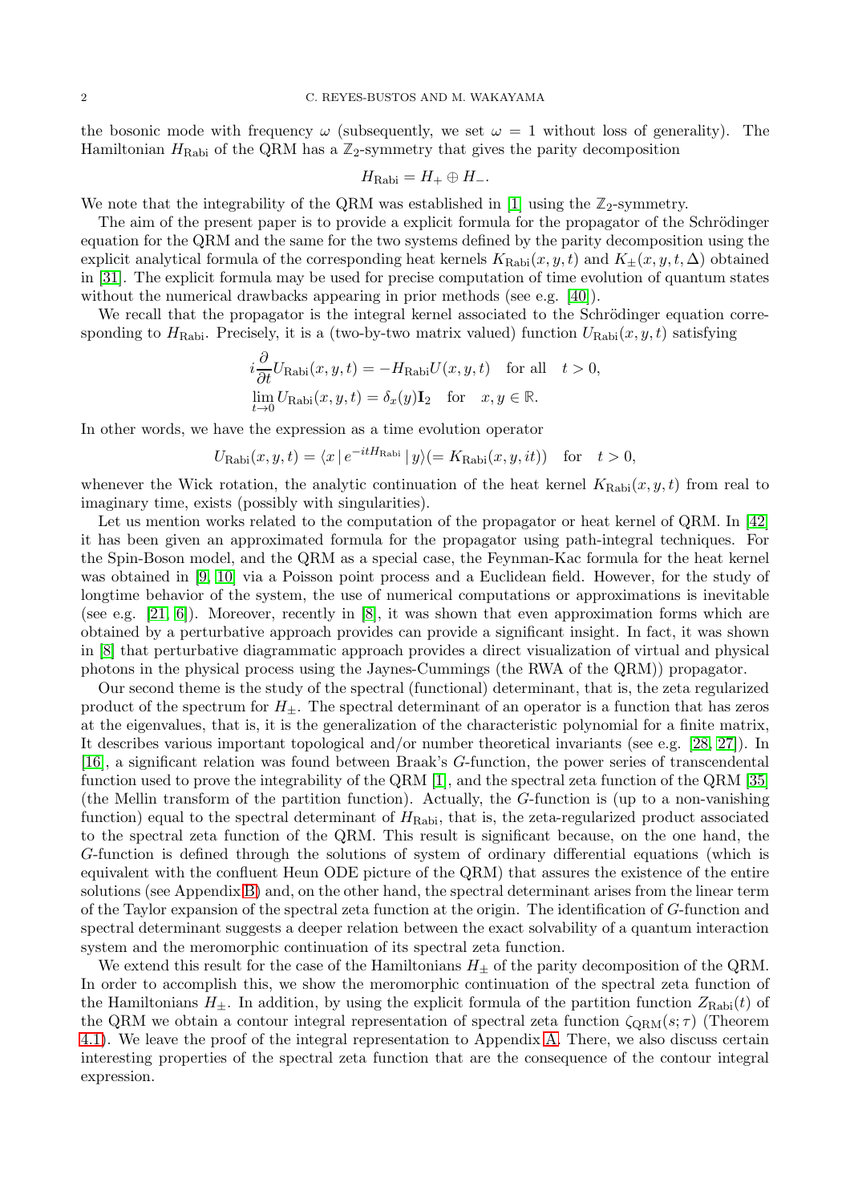the bosonic mode with frequency $\omega$ (subsequently, we set $\omega = 1$ without loss of generality). The Hamiltonian $H_{\text{Rabi}}$ of the QRM has a $\mathbb{Z}_2$-symmetry that gives the parity decomposition

$$H_{\text{Rabi}} = H_+ \oplus H_-.$$

We note that the integrability of the QRM was established in [1] using the $\mathbb{Z}_2$-symmetry.

The aim of the present paper is to provide a explicit formula for the propagator of the Schrödinger equation for the QRM and the same for the two systems defined by the parity decomposition using the explicit analytical formula of the corresponding heat kernels $K_{\text{Rabi}}(x, y, t)$ and $K_\pm(x, y, t, \Delta)$ obtained in [31]. The explicit formula may be used for precise computation of time evolution of quantum states without the numerical drawbacks appearing in prior methods (see e.g. [40]).

We recall that the propagator is the integral kernel associated to the Schrödinger equation corresponding to $H_{\text{Rabi}}$. Precisely, it is a (two-by-two matrix valued) function $U_{\text{Rabi}}(x, y, t)$ satisfying

$$i\frac{\partial}{\partial t} U_{\text{Rabi}}(x, y, t) = -H_{\text{Rabi}} U(x, y, t) \quad \text{for all} \quad t > 0,$$
$$\lim_{t \to 0} U_{\text{Rabi}}(x, y, t) = \delta_x(y) \mathbf{I}_2 \quad \text{for} \quad x, y \in \mathbb{R}.$$

In other words, we have the expression as a time evolution operator

$$U_{\text{Rabi}}(x, y, t) = \langle x \,|\, e^{-itH_{\text{Rabi}}} \,|\, y \rangle (= K_{\text{Rabi}}(x, y, it)) \quad \text{for} \quad t > 0,$$

whenever the Wick rotation, the analytic continuation of the heat kernel $K_{\text{Rabi}}(x, y, t)$ from real to imaginary time, exists (possibly with singularities).

Let us mention works related to the computation of the propagator or heat kernel of QRM. In [42] it has been given an approximated formula for the propagator using path-integral techniques. For the Spin-Boson model, and the QRM as a special case, the Feynman-Kac formula for the heat kernel was obtained in [9, 10] via a Poisson point process and a Euclidean field. However, for the study of longtime behavior of the system, the use of numerical computations or approximations is inevitable (see e.g. [21, 6]). Moreover, recently in [8], it was shown that even approximation forms which are obtained by a perturbative approach provides can provide a significant insight. In fact, it was shown in [8] that perturbative diagrammatic approach provides a direct visualization of virtual and physical photons in the physical process using the Jaynes-Cummings (the RWA of the QRM)) propagator.

Our second theme is the study of the spectral (functional) determinant, that is, the zeta regularized product of the spectrum for $H_\pm$. The spectral determinant of an operator is a function that has zeros at the eigenvalues, that is, it is the generalization of the characteristic polynomial for a finite matrix, It describes various important topological and/or number theoretical invariants (see e.g. [28, 27]). In [16], a significant relation was found between Braak's $G$-function, the power series of transcendental function used to prove the integrability of the QRM [1], and the spectral zeta function of the QRM [35] (the Mellin transform of the partition function). Actually, the $G$-function is (up to a non-vanishing function) equal to the spectral determinant of $H_{\text{Rabi}}$, that is, the zeta-regularized product associated to the spectral zeta function of the QRM. This result is significant because, on the one hand, the $G$-function is defined through the solutions of system of ordinary differential equations (which is equivalent with the confluent Heun ODE picture of the QRM) that assures the existence of the entire solutions (see Appendix B) and, on the other hand, the spectral determinant arises from the linear term of the Taylor expansion of the spectral zeta function at the origin. The identification of $G$-function and spectral determinant suggests a deeper relation between the exact solvability of a quantum interaction system and the meromorphic continuation of its spectral zeta function.

We extend this result for the case of the Hamiltonians $H_\pm$ of the parity decomposition of the QRM. In order to accomplish this, we show the meromorphic continuation of the spectral zeta function of the Hamiltonians $H_\pm$. In addition, by using the explicit formula of the partition function $Z_{\text{Rabi}}(t)$ of the QRM we obtain a contour integral representation of spectral zeta function $\zeta_{\text{QRM}}(s; \tau)$ (Theorem 4.1). We leave the proof of the integral representation to Appendix A. There, we also discuss certain interesting properties of the spectral zeta function that are the consequence of the contour integral expression.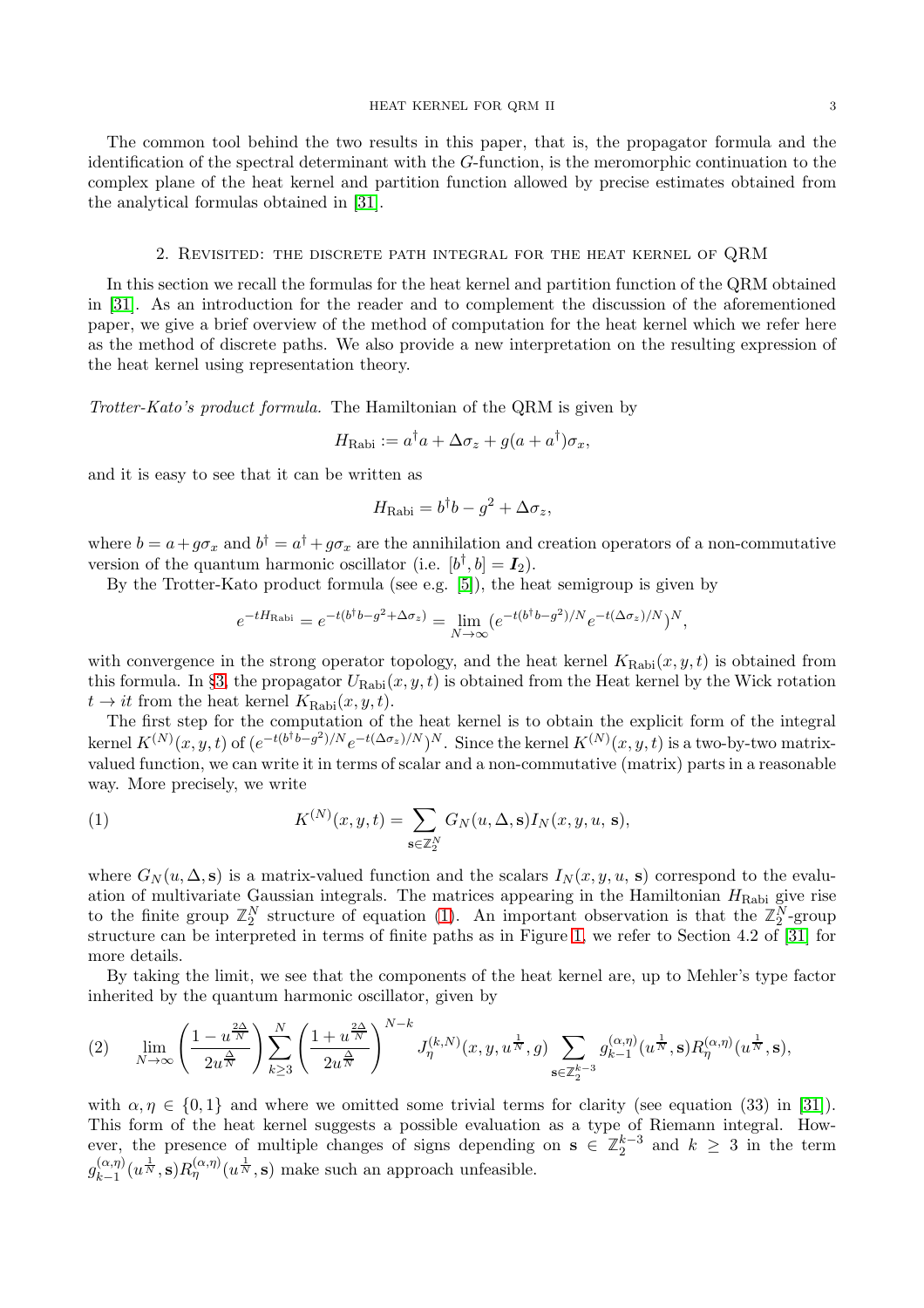The common tool behind the two results in this paper, that is, the propagator formula and the identification of the spectral determinant with the $G$-function, is the meromorphic continuation to the complex plane of the heat kernel and partition function allowed by precise estimates obtained from the analytical formulas obtained in [31].

## 2. Revisited: the discrete path integral for the heat kernel of QRM

In this section we recall the formulas for the heat kernel and partition function of the QRM obtained in [31]. As an introduction for the reader and to complement the discussion of the aforementioned paper, we give a brief overview of the method of computation for the heat kernel which we refer here as the method of discrete paths. We also provide a new interpretation on the resulting expression of the heat kernel using representation theory.

*Trotter-Kato's product formula.* The Hamiltonian of the QRM is given by

$$H_{\text{Rabi}} := a^\dagger a + \Delta \sigma_z + g(a + a^\dagger)\sigma_x,$$

and it is easy to see that it can be written as

$$H_{\text{Rabi}} = b^\dagger b - g^2 + \Delta \sigma_z,$$

where $b = a + g\sigma_x$ and $b^\dagger = a^\dagger + g\sigma_x$ are the annihilation and creation operators of a non-commutative version of the quantum harmonic oscillator (i.e. $[b^\dagger, b] = \boldsymbol{I}_2$).

By the Trotter-Kato product formula (see e.g. [5]), the heat semigroup is given by

$$e^{-tH_{\text{Rabi}}} = e^{-t(b^\dagger b - g^2 + \Delta\sigma_z)} = \lim_{N\to\infty} (e^{-t(b^\dagger b - g^2)/N} e^{-t(\Delta\sigma_z)/N})^N,$$

with convergence in the strong operator topology, and the heat kernel $K_{\text{Rabi}}(x, y, t)$ is obtained from this formula. In §3, the propagator $U_{\text{Rabi}}(x, y, t)$ is obtained from the Heat kernel by the Wick rotation $t \to it$ from the heat kernel $K_{\text{Rabi}}(x, y, t)$.

The first step for the computation of the heat kernel is to obtain the explicit form of the integral kernel $K^{(N)}(x, y, t)$ of $(e^{-t(b^\dagger b - g^2)/N} e^{-t(\Delta\sigma_z)/N})^N$. Since the kernel $K^{(N)}(x, y, t)$ is a two-by-two matrix-valued function, we can write it in terms of scalar and a non-commutative (matrix) parts in a reasonable way. More precisely, we write

$$K^{(N)}(x, y, t) = \sum_{\mathbf{s}\in\mathbb{Z}_2^N} G_N(u, \Delta, \mathbf{s}) I_N(x, y, u, \mathbf{s}), \tag{1}$$

where $G_N(u, \Delta, \mathbf{s})$ is a matrix-valued function and the scalars $I_N(x, y, u, \mathbf{s})$ correspond to the evaluation of multivariate Gaussian integrals. The matrices appearing in the Hamiltonian $H_{\text{Rabi}}$ give rise to the finite group $\mathbb{Z}_2^N$ structure of equation (1). An important observation is that the $\mathbb{Z}_2^N$-group structure can be interpreted in terms of finite paths as in Figure 1, we refer to Section 4.2 of [31] for more details.

By taking the limit, we see that the components of the heat kernel are, up to Mehler's type factor inherited by the quantum harmonic oscillator, given by

$$\lim_{N\to\infty} \left( \frac{1 - u^{\frac{2\Delta}{N}}}{2u^{\frac{\Delta}{N}}} \right) \sum_{k\geq 3}^{N} \left( \frac{1 + u^{\frac{2\Delta}{N}}}{2u^{\frac{\Delta}{N}}} \right)^{N-k} J_\eta^{(k,N)}(x, y, u^{\frac{1}{N}}, g) \sum_{\mathbf{s}\in\mathbb{Z}_2^{k-3}} g_{k-1}^{(\alpha,\eta)}(u^{\frac{1}{N}}, \mathbf{s}) R_\eta^{(\alpha,\eta)}(u^{\frac{1}{N}}, \mathbf{s}), \tag{2}$$

with $\alpha, \eta \in \{0, 1\}$ and where we omitted some trivial terms for clarity (see equation (33) in [31]). This form of the heat kernel suggests a possible evaluation as a type of Riemann integral. However, the presence of multiple changes of signs depending on $\mathbf{s} \in \mathbb{Z}_2^{k-3}$ and $k \geq 3$ in the term $g_{k-1}^{(\alpha,\eta)}(u^{\frac{1}{N}}, \mathbf{s}) R_\eta^{(\alpha,\eta)}(u^{\frac{1}{N}}, \mathbf{s})$ make such an approach unfeasible.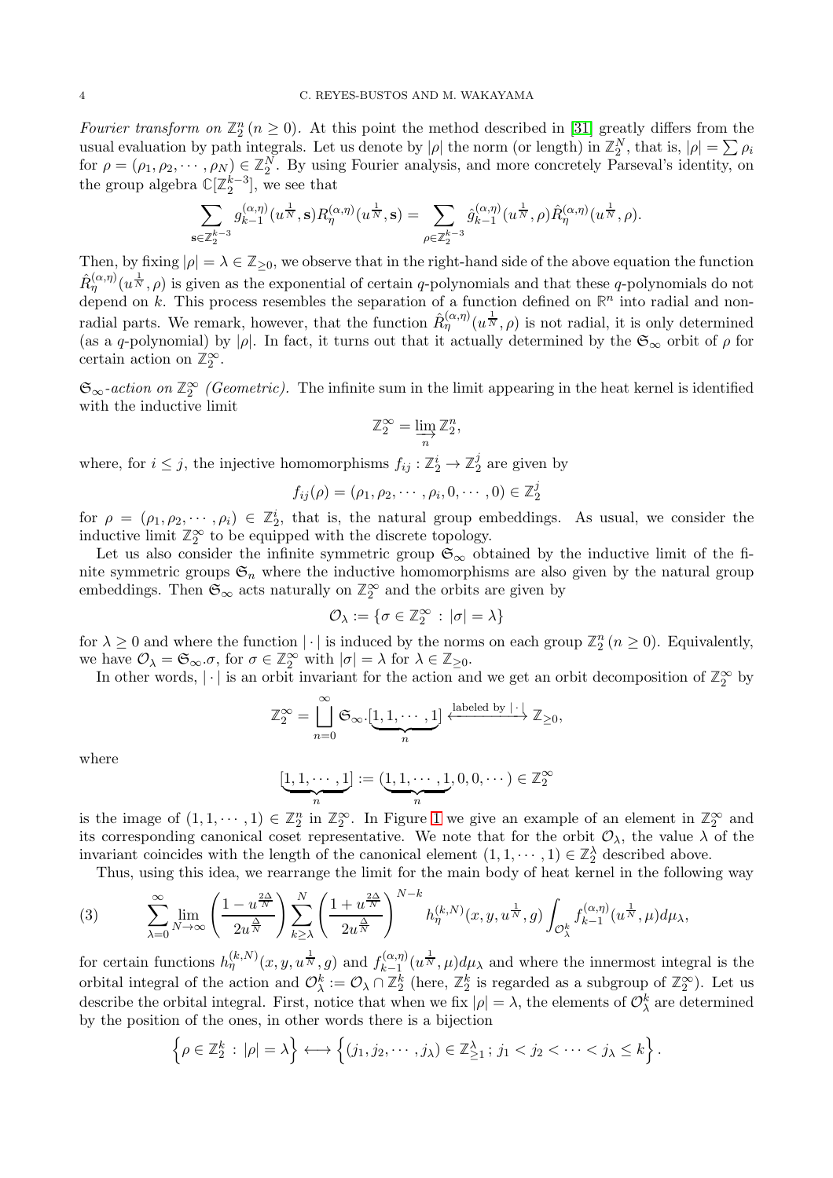*Fourier transform on* $\mathbb{Z}_2^n$ $(n \geq 0)$. At this point the method described in [31] greatly differs from the usual evaluation by path integrals. Let us denote by $|\rho|$ the norm (or length) in $\mathbb{Z}_2^N$, that is, $|\rho| = \sum \rho_i$ for $\rho = (\rho_1, \rho_2, \cdots, \rho_N) \in \mathbb{Z}_2^N$. By using Fourier analysis, and more concretely Parseval's identity, on the group algebra $\mathbb{C}[\mathbb{Z}_2^{k-3}]$, we see that

$$\sum_{\mathbf{s} \in \mathbb{Z}_2^{k-3}} g_{k-1}^{(\alpha,\eta)}(u^{\frac{1}{N}}, \mathbf{s}) R_\eta^{(\alpha,\eta)}(u^{\frac{1}{N}}, \mathbf{s}) = \sum_{\rho \in \mathbb{Z}_2^{k-3}} \hat{g}_{k-1}^{(\alpha,\eta)}(u^{\frac{1}{N}}, \rho) \hat{R}_\eta^{(\alpha,\eta)}(u^{\frac{1}{N}}, \rho).$$

Then, by fixing $|\rho| = \lambda \in \mathbb{Z}_{\geq 0}$, we observe that in the right-hand side of the above equation the function $\hat{R}_\eta^{(\alpha,\eta)}(u^{\frac{1}{N}}, \rho)$ is given as the exponential of certain $q$-polynomials and that these $q$-polynomials do not depend on $k$. This process resembles the separation of a function defined on $\mathbb{R}^n$ into radial and non-radial parts. We remark, however, that the function $\hat{R}_\eta^{(\alpha,\eta)}(u^{\frac{1}{N}}, \rho)$ is not radial, it is only determined (as a $q$-polynomial) by $|\rho|$. In fact, it turns out that it actually determined by the $\mathfrak{S}_\infty$ orbit of $\rho$ for certain action on $\mathbb{Z}_2^\infty$.

*$\mathfrak{S}_\infty$-action on $\mathbb{Z}_2^\infty$ (Geometric).* The infinite sum in the limit appearing in the heat kernel is identified with the inductive limit

$$\mathbb{Z}_2^\infty = \varinjlim_n \mathbb{Z}_2^n,$$

where, for $i \leq j$, the injective homomorphisms $f_{ij} : \mathbb{Z}_2^i \to \mathbb{Z}_2^j$ are given by

$$f_{ij}(\rho) = (\rho_1, \rho_2, \cdots, \rho_i, 0, \cdots, 0) \in \mathbb{Z}_2^j$$

for $\rho = (\rho_1, \rho_2, \cdots, \rho_i) \in \mathbb{Z}_2^i$, that is, the natural group embeddings. As usual, we consider the inductive limit $\mathbb{Z}_2^\infty$ to be equipped with the discrete topology.

Let us also consider the infinite symmetric group $\mathfrak{S}_\infty$ obtained by the inductive limit of the finite symmetric groups $\mathfrak{S}_n$ where the inductive homomorphisms are also given by the natural group embeddings. Then $\mathfrak{S}_\infty$ acts naturally on $\mathbb{Z}_2^\infty$ and the orbits are given by

$$\mathcal{O}_\lambda := \{\sigma \in \mathbb{Z}_2^\infty : |\sigma| = \lambda\}$$

for $\lambda \geq 0$ and where the function $|\cdot|$ is induced by the norms on each group $\mathbb{Z}_2^n$ $(n \geq 0)$. Equivalently, we have $\mathcal{O}_\lambda = \mathfrak{S}_\infty.\sigma$, for $\sigma \in \mathbb{Z}_2^\infty$ with $|\sigma| = \lambda$ for $\lambda \in \mathbb{Z}_{\geq 0}$.

In other words, $|\cdot|$ is an orbit invariant for the action and we get an orbit decomposition of $\mathbb{Z}_2^\infty$ by

$$\mathbb{Z}_2^\infty = \bigsqcup_{n=0}^\infty \mathfrak{S}_\infty.[\underbrace{1, 1, \cdots, 1}_{n}] \xleftrightarrow{\text{labeled by } |\cdot|} \mathbb{Z}_{\geq 0},$$

where

$$[\underbrace{1, 1, \cdots, 1}_{n}] := (\underbrace{1, 1, \cdots, 1}_{n}, 0, 0, \cdots) \in \mathbb{Z}_2^\infty$$

is the image of $(1, 1, \cdots, 1) \in \mathbb{Z}_2^n$ in $\mathbb{Z}_2^\infty$. In Figure 1 we give an example of an element in $\mathbb{Z}_2^\infty$ and its corresponding canonical coset representative. We note that for the orbit $\mathcal{O}_\lambda$, the value $\lambda$ of the invariant coincides with the length of the canonical element $(1, 1, \cdots, 1) \in \mathbb{Z}_2^\lambda$ described above.

Thus, using this idea, we rearrange the limit for the main body of heat kernel in the following way

$$\sum_{\lambda=0}^\infty \lim_{N \to \infty} \left( \frac{1 - u^{\frac{2\Delta}{N}}}{2u^{\frac{\Delta}{N}}} \right) \sum_{k \geq \lambda}^N \left( \frac{1 + u^{\frac{2\Delta}{N}}}{2u^{\frac{\Delta}{N}}} \right)^{N-k} h_\eta^{(k,N)}(x, y, u^{\frac{1}{N}}, g) \int_{\mathcal{O}_\lambda^k} f_{k-1}^{(\alpha,\eta)}(u^{\frac{1}{N}}, \mu) d\mu_\lambda, \tag{3}$$

for certain functions $h_\eta^{(k,N)}(x, y, u^{\frac{1}{N}}, g)$ and $f_{k-1}^{(\alpha,\eta)}(u^{\frac{1}{N}}, \mu) d\mu_\lambda$ and where the innermost integral is the orbital integral of the action and $\mathcal{O}_\lambda^k := \mathcal{O}_\lambda \cap \mathbb{Z}_2^k$ (here, $\mathbb{Z}_2^k$ is regarded as a subgroup of $\mathbb{Z}_2^\infty$). Let us describe the orbital integral. First, notice that when we fix $|\rho| = \lambda$, the elements of $\mathcal{O}_\lambda^k$ are determined by the position of the ones, in other words there is a bijection

$$\left\{ \rho \in \mathbb{Z}_2^k : |\rho| = \lambda \right\} \longleftrightarrow \left\{ (j_1, j_2, \cdots, j_\lambda) \in \mathbb{Z}_{\geq 1}^\lambda ; j_1 < j_2 < \cdots < j_\lambda \leq k \right\}.$$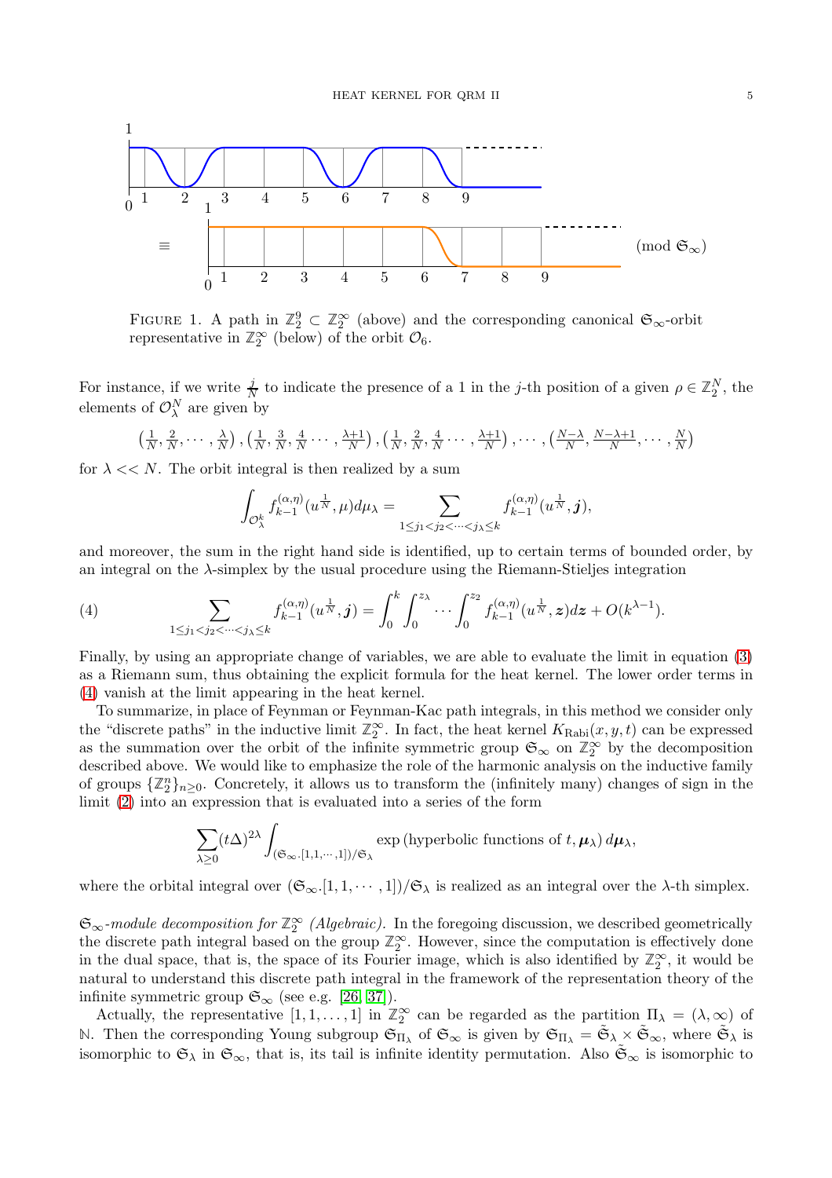FIGURE 1. A path in $\mathbb{Z}_2^9 \subset \mathbb{Z}_2^\infty$ (above) and the corresponding canonical $\mathfrak{S}_\infty$-orbit representative in $\mathbb{Z}_2^\infty$ (below) of the orbit $\mathcal{O}_6$.

For instance, if we write $\frac{j}{N}$ to indicate the presence of a 1 in the $j$-th position of a given $\rho \in \mathbb{Z}_2^N$, the elements of $\mathcal{O}_\lambda^N$ are given by

$$\left(\tfrac{1}{N}, \tfrac{2}{N}, \cdots, \tfrac{\lambda}{N}\right), \left(\tfrac{1}{N}, \tfrac{3}{N}, \tfrac{4}{N} \cdots, \tfrac{\lambda+1}{N}\right), \left(\tfrac{1}{N}, \tfrac{2}{N}, \tfrac{4}{N} \cdots, \tfrac{\lambda+1}{N}\right), \cdots, \left(\tfrac{N-\lambda}{N}, \tfrac{N-\lambda+1}{N}, \cdots, \tfrac{N}{N}\right)$$

for $\lambda << N$. The orbit integral is then realized by a sum

$$\int_{\mathcal{O}_\lambda^k} f_{k-1}^{(\alpha,\eta)}(u^{\frac{1}{N}}, \mu) d\mu_\lambda = \sum_{1 \leq j_1 < j_2 < \cdots < j_\lambda \leq k} f_{k-1}^{(\alpha,\eta)}(u^{\frac{1}{N}}, \boldsymbol{j}),$$

and moreover, the sum in the right hand side is identified, up to certain terms of bounded order, by an integral on the $\lambda$-simplex by the usual procedure using the Riemann-Stieljes integration

$$\sum_{1 \leq j_1 < j_2 < \cdots < j_\lambda \leq k} f_{k-1}^{(\alpha,\eta)}(u^{\frac{1}{N}}, \boldsymbol{j}) = \int_0^k \int_0^{z_\lambda} \cdots \int_0^{z_2} f_{k-1}^{(\alpha,\eta)}(u^{\frac{1}{N}}, \boldsymbol{z}) d\boldsymbol{z} + O(k^{\lambda-1}). \tag{4}$$

Finally, by using an appropriate change of variables, we are able to evaluate the limit in equation (3) as a Riemann sum, thus obtaining the explicit formula for the heat kernel. The lower order terms in (4) vanish at the limit appearing in the heat kernel.

To summarize, in place of Feynman or Feynman-Kac path integrals, in this method we consider only the "discrete paths" in the inductive limit $\mathbb{Z}_2^\infty$. In fact, the heat kernel $K_{\text{Rabi}}(x, y, t)$ can be expressed as the summation over the orbit of the infinite symmetric group $\mathfrak{S}_\infty$ on $\mathbb{Z}_2^\infty$ by the decomposition described above. We would like to emphasize the role of the harmonic analysis on the inductive family of groups $\{\mathbb{Z}_2^n\}_{n \geq 0}$. Concretely, it allows us to transform the (infinitely many) changes of sign in the limit (2) into an expression that is evaluated into a series of the form

$$\sum_{\lambda \geq 0} (t\Delta)^{2\lambda} \int_{(\mathfrak{S}_\infty.[1,1,\cdots,1])/\mathfrak{S}_\lambda} \exp\left(\text{hyperbolic functions of } t, \boldsymbol{\mu}_\lambda\right) d\boldsymbol{\mu}_\lambda,$$

where the orbital integral over $(\mathfrak{S}_\infty.[1,1,\cdots,1])/\mathfrak{S}_\lambda$ is realized as an integral over the $\lambda$-th simplex.

*$\mathfrak{S}_\infty$-module decomposition for $\mathbb{Z}_2^\infty$ (Algebraic).* In the foregoing discussion, we described geometrically the discrete path integral based on the group $\mathbb{Z}_2^\infty$. However, since the computation is effectively done in the dual space, that is, the space of its Fourier image, which is also identified by $\mathbb{Z}_2^\infty$, it would be natural to understand this discrete path integral in the framework of the representation theory of the infinite symmetric group $\mathfrak{S}_\infty$ (see e.g. [26, 37]).

Actually, the representative $[1, 1, \ldots, 1]$ in $\mathbb{Z}_2^\infty$ can be regarded as the partition $\Pi_\lambda = (\lambda, \infty)$ of $\mathbb{N}$. Then the corresponding Young subgroup $\mathfrak{S}_{\Pi_\lambda}$ of $\mathfrak{S}_\infty$ is given by $\mathfrak{S}_{\Pi_\lambda} = \tilde{\mathfrak{S}}_\lambda \times \tilde{\mathfrak{S}}_\infty$, where $\tilde{\mathfrak{S}}_\lambda$ is isomorphic to $\mathfrak{S}_\lambda$ in $\mathfrak{S}_\infty$, that is, its tail is infinite identity permutation. Also $\tilde{\mathfrak{S}}_\infty$ is isomorphic to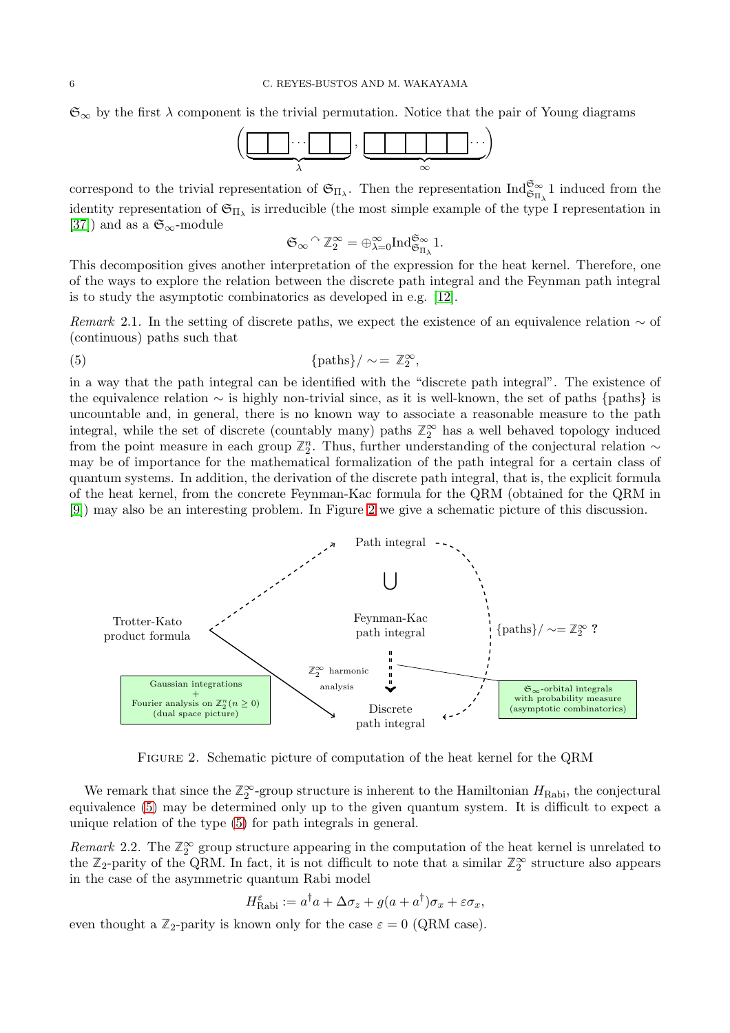$\mathfrak{S}_\infty$ by the first $\lambda$ component is the trivial permutation. Notice that the pair of Young diagrams

$$\Big(\underbrace{\square\square\cdots\square\square}_{\lambda},\ \underbrace{\square\square\square\square\square\cdots}_{\infty}\Big)$$

correspond to the trivial representation of $\mathfrak{S}_{\Pi_\lambda}$. Then the representation $\mathrm{Ind}_{\mathfrak{S}_{\Pi_\lambda}}^{\mathfrak{S}_\infty} 1$ induced from the identity representation of $\mathfrak{S}_{\Pi_\lambda}$ is irreducible (the most simple example of the type I representation in [37]) and as a $\mathfrak{S}_\infty$-module

$$\mathfrak{S}_\infty \curvearrowright \mathbb{Z}_2^\infty = \oplus_{\lambda=0}^\infty \mathrm{Ind}_{\mathfrak{S}_{\Pi_\lambda}}^{\mathfrak{S}_\infty} 1.$$

This decomposition gives another interpretation of the expression for the heat kernel. Therefore, one of the ways to explore the relation between the discrete path integral and the Feynman path integral is to study the asymptotic combinatorics as developed in e.g. [12].

*Remark* 2.1. In the setting of discrete paths, we expect the existence of an equivalence relation $\sim$ of (continuous) paths such that

$$\{\text{paths}\}/\sim \,=\, \mathbb{Z}_2^\infty, \tag{5}$$

in a way that the path integral can be identified with the "discrete path integral". The existence of the equivalence relation $\sim$ is highly non-trivial since, as it is well-known, the set of paths {paths} is uncountable and, in general, there is no known way to associate a reasonable measure to the path integral, while the set of discrete (countably many) paths $\mathbb{Z}_2^\infty$ has a well behaved topology induced from the point measure in each group $\mathbb{Z}_2^n$. Thus, further understanding of the conjectural relation $\sim$ may be of importance for the mathematical formalization of the path integral for a certain class of quantum systems. In addition, the derivation of the discrete path integral, that is, the explicit formula of the heat kernel, from the concrete Feynman-Kac formula for the QRM (obtained for the QRM in [9]) may also be an interesting problem. In Figure 2 we give a schematic picture of this discussion.

Path integral

$\bigcup$

Feynman-Kac path integral

Trotter-Kato product formula

$\{\text{paths}\}/\sim = \mathbb{Z}_2^\infty$ **?**

$\mathbb{Z}_2^\infty$ harmonic analysis

Gaussian integrations + Fourier analysis on $\mathbb{Z}_2^n (n \geq 0)$ (dual space picture)

Discrete path integral

$\mathfrak{S}_\infty$-orbital integrals with probability measure (asymptotic combinatorics)

FIGURE 2. Schematic picture of computation of the heat kernel for the QRM

We remark that since the $\mathbb{Z}_2^\infty$-group structure is inherent to the Hamiltonian $H_{\text{Rabi}}$, the conjectural equivalence (5) may be determined only up to the given quantum system. It is difficult to expect a unique relation of the type (5) for path integrals in general.

*Remark* 2.2. The $\mathbb{Z}_2^\infty$ group structure appearing in the computation of the heat kernel is unrelated to the $\mathbb{Z}_2$-parity of the QRM. In fact, it is not difficult to note that a similar $\mathbb{Z}_2^\infty$ structure also appears in the case of the asymmetric quantum Rabi model

$$H_{\text{Rabi}}^{\varepsilon} := a^\dagger a + \Delta \sigma_z + g(a + a^\dagger)\sigma_x + \varepsilon \sigma_x,$$

even thought a $\mathbb{Z}_2$-parity is known only for the case $\varepsilon = 0$ (QRM case).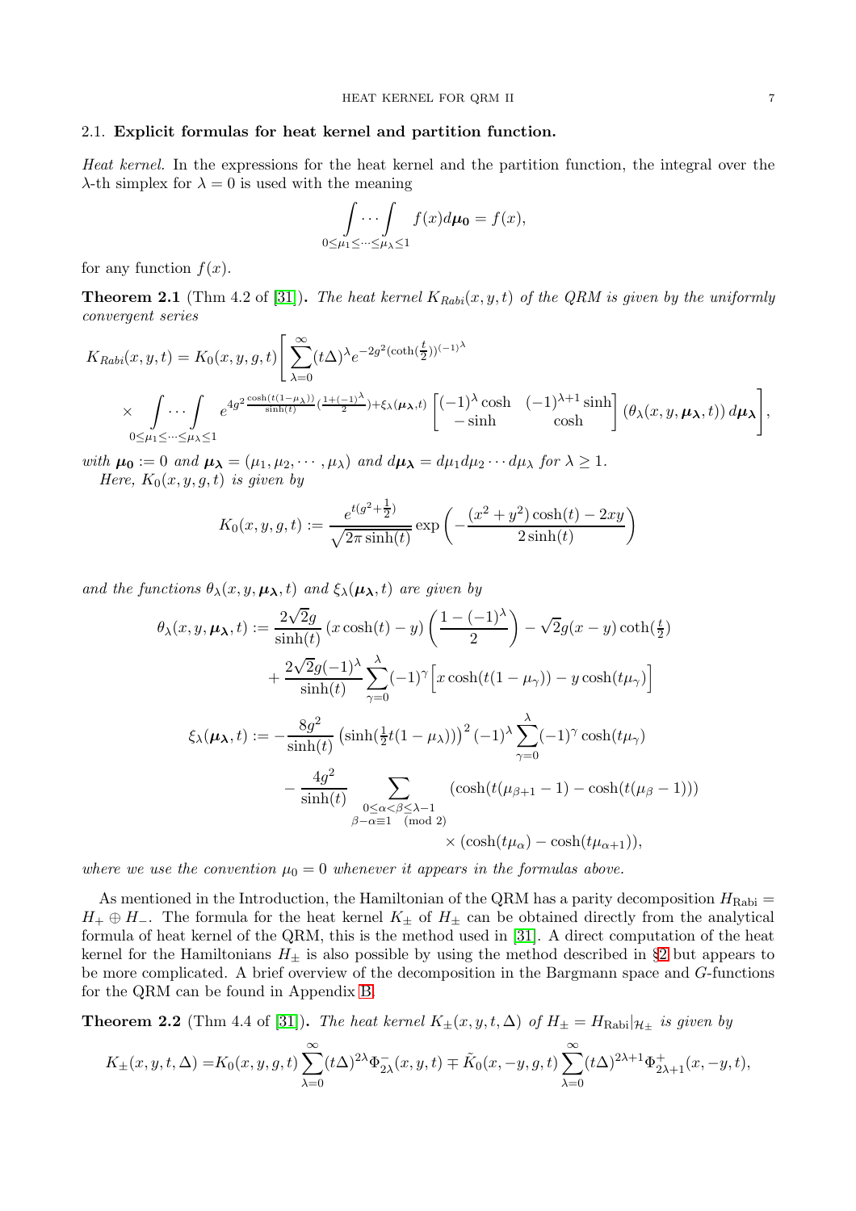### 2.1. Explicit formulas for heat kernel and partition function.

*Heat kernel.* In the expressions for the heat kernel and the partition function, the integral over the $\lambda$-th simplex for $\lambda = 0$ is used with the meaning

$$\int \cdots \int_{0 \le \mu_1 \le \cdots \le \mu_\lambda \le 1} f(x) d\boldsymbol{\mu_0} = f(x),$$

for any function $f(x)$.

**Theorem 2.1** (Thm 4.2 of [31]). *The heat kernel $K_{Rabi}(x,y,t)$ of the QRM is given by the uniformly convergent series*

$$K_{Rabi}(x,y,t) = K_0(x,y,g,t) \Bigg[ \sum_{\lambda=0}^{\infty} (t\Delta)^\lambda e^{-2g^2 (\coth(\frac{t}{2}))^{(-1)^\lambda}} \\ \times \int \cdots \int_{0 \le \mu_1 \le \cdots \le \mu_\lambda \le 1} e^{4g^2 \frac{\cosh(t(1-\mu_\lambda))}{\sinh(t)} (\frac{1+(-1)^\lambda}{2}) + \xi_\lambda(\boldsymbol{\mu_\lambda}, t)} \begin{bmatrix} (-1)^\lambda \cosh & (-1)^{\lambda+1} \sinh \\ -\sinh & \cosh \end{bmatrix} (\theta_\lambda(x,y,\boldsymbol{\mu_\lambda},t)) \, d\boldsymbol{\mu_\lambda} \Bigg],$$

*with $\boldsymbol{\mu_0} := 0$ and $\boldsymbol{\mu_\lambda} = (\mu_1, \mu_2, \cdots, \mu_\lambda)$ and $d\boldsymbol{\mu_\lambda} = d\mu_1 d\mu_2 \cdots d\mu_\lambda$ for $\lambda \ge 1$.*

*Here, $K_0(x,y,g,t)$ is given by*

$$K_0(x,y,g,t) := \frac{e^{t(g^2+\frac{1}{2})}}{\sqrt{2\pi \sinh(t)}} \exp\left( -\frac{(x^2+y^2)\cosh(t) - 2xy}{2\sinh(t)} \right)$$

*and the functions $\theta_\lambda(x,y,\boldsymbol{\mu_\lambda},t)$ and $\xi_\lambda(\boldsymbol{\mu_\lambda},t)$ are given by*

$$\theta_\lambda(x,y,\boldsymbol{\mu_\lambda},t) := \frac{2\sqrt{2}g}{\sinh(t)} (x\cosh(t) - y) \left( \frac{1-(-1)^\lambda}{2} \right) - \sqrt{2} g (x-y) \coth(\tfrac{t}{2}) \\ + \frac{2\sqrt{2}g(-1)^\lambda}{\sinh(t)} \sum_{\gamma=0}^{\lambda} (-1)^\gamma \Big[ x\cosh(t(1-\mu_\gamma)) - y\cosh(t\mu_\gamma) \Big]$$

$$\xi_\lambda(\boldsymbol{\mu_\lambda},t) := -\frac{8g^2}{\sinh(t)} \left( \sinh(\tfrac{1}{2}t(1-\mu_\lambda)) \right)^2 (-1)^\lambda \sum_{\gamma=0}^{\lambda} (-1)^\gamma \cosh(t\mu_\gamma) \\ - \frac{4g^2}{\sinh(t)} \sum_{\substack{0 \le \alpha < \beta \le \lambda - 1 \\ \beta - \alpha \equiv 1 \pmod 2}} \left( \cosh(t(\mu_{\beta+1} - 1) - \cosh(t(\mu_\beta - 1)) \right) \\ \times (\cosh(t\mu_\alpha) - \cosh(t\mu_{\alpha+1})),$$

*where we use the convention $\mu_0 = 0$ whenever it appears in the formulas above.*

As mentioned in the Introduction, the Hamiltonian of the QRM has a parity decomposition $H_{\text{Rabi}} = H_+ \oplus H_-$. The formula for the heat kernel $K_\pm$ of $H_\pm$ can be obtained directly from the analytical formula of heat kernel of the QRM, this is the method used in [31]. A direct computation of the heat kernel for the Hamiltonians $H_\pm$ is also possible by using the method described in §2 but appears to be more complicated. A brief overview of the decomposition in the Bargmann space and $G$-functions for the QRM can be found in Appendix B.

**Theorem 2.2** (Thm 4.4 of [31]). *The heat kernel $K_\pm(x,y,t,\Delta)$ of $H_\pm = H_{\text{Rabi}}|_{\mathcal{H}_\pm}$ is given by*

$$K_\pm(x,y,t,\Delta) = K_0(x,y,g,t) \sum_{\lambda=0}^{\infty} (t\Delta)^{2\lambda} \Phi^-_{2\lambda}(x,y,t) \mp \tilde{K}_0(x,-y,g,t) \sum_{\lambda=0}^{\infty} (t\Delta)^{2\lambda+1} \Phi^+_{2\lambda+1}(x,-y,t),$$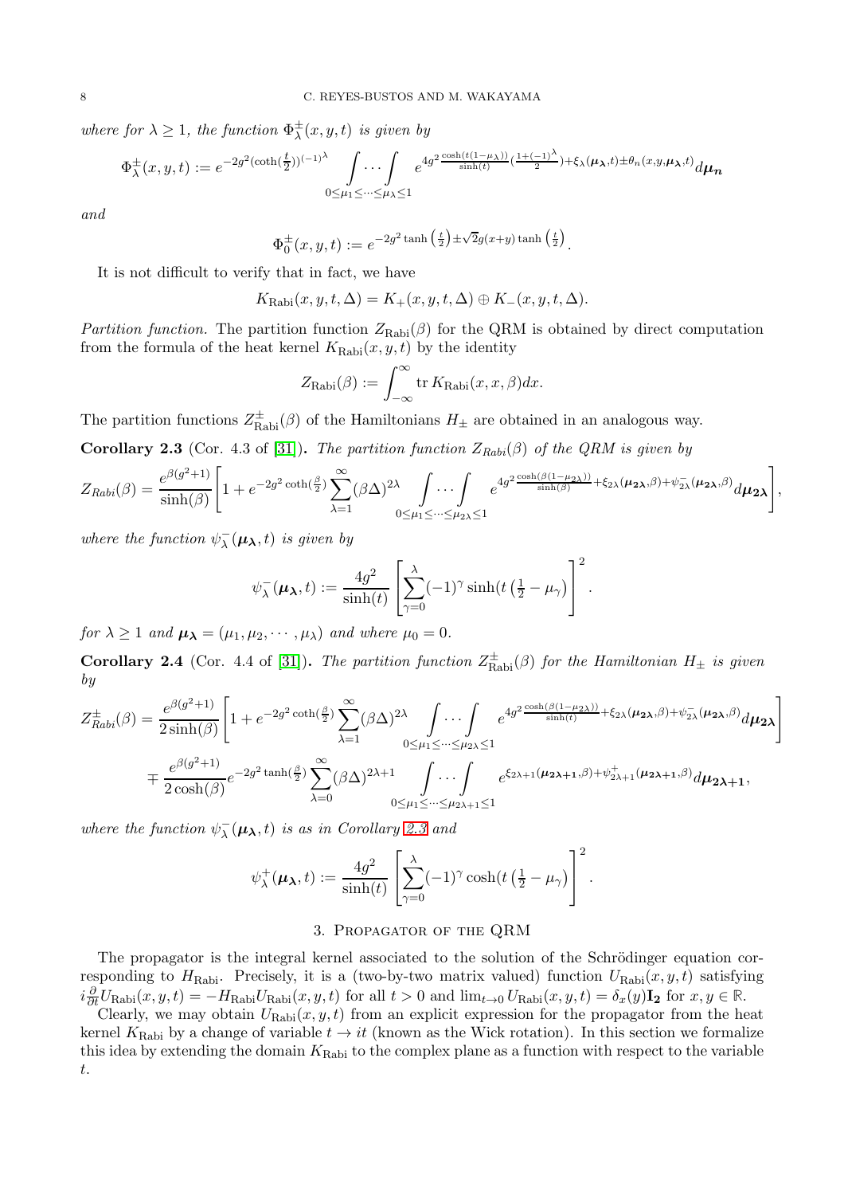*where for $\lambda \geq 1$, the function $\Phi^{\pm}_{\lambda}(x,y,t)$ is given by*

$$\Phi^{\pm}_{\lambda}(x,y,t) := e^{-2g^2(\coth(\frac{t}{2}))^{(-1)^\lambda}} \int \cdots \int_{0 \leq \mu_1 \leq \cdots \leq \mu_\lambda \leq 1} e^{4g^2 \frac{\cosh(t(1-\mu_\lambda))}{\sinh(t)}(\frac{1+(-1)^\lambda}{2}) + \xi_\lambda(\boldsymbol{\mu_\lambda},t) \pm \theta_n(x,y,\boldsymbol{\mu_\lambda},t)} d\boldsymbol{\mu_n}$$

*and*

$$\Phi^{\pm}_{0}(x,y,t) := e^{-2g^2 \tanh\left(\frac{t}{2}\right) \pm \sqrt{2}g(x+y)\tanh\left(\frac{t}{2}\right)}.$$

It is not difficult to verify that in fact, we have

$$K_{\mathrm{Rabi}}(x,y,t,\Delta) = K_{+}(x,y,t,\Delta) \oplus K_{-}(x,y,t,\Delta).$$

*Partition function.* The partition function $Z_{\mathrm{Rabi}}(\beta)$ for the QRM is obtained by direct computation from the formula of the heat kernel $K_{\mathrm{Rabi}}(x,y,t)$ by the identity

$$Z_{\mathrm{Rabi}}(\beta) := \int_{-\infty}^{\infty} \operatorname{tr} K_{\mathrm{Rabi}}(x,x,\beta) dx.$$

The partition functions $Z^{\pm}_{\mathrm{Rabi}}(\beta)$ of the Hamiltonians $H_{\pm}$ are obtained in an analogous way.

**Corollary 2.3** (Cor. 4.3 of [31])**.** *The partition function $Z_{Rabi}(\beta)$ of the QRM is given by*

$$Z_{Rabi}(\beta) = \frac{e^{\beta(g^2+1)}}{\sinh(\beta)} \left[ 1 + e^{-2g^2 \coth(\frac{\beta}{2})} \sum_{\lambda=1}^{\infty} (\beta\Delta)^{2\lambda} \int \cdots \int_{0 \leq \mu_1 \leq \cdots \leq \mu_{2\lambda} \leq 1} e^{4g^2 \frac{\cosh(\beta(1-\mu_{2\lambda}))}{\sinh(\beta)} + \xi_{2\lambda}(\boldsymbol{\mu_{2\lambda}},\beta) + \psi^{-}_{2\lambda}(\boldsymbol{\mu_{2\lambda}},\beta)} d\boldsymbol{\mu_{2\lambda}} \right],$$

*where the function $\psi^{-}_{\lambda}(\boldsymbol{\mu_\lambda},t)$ is given by*

$$\psi^{-}_{\lambda}(\boldsymbol{\mu_\lambda},t) := \frac{4g^2}{\sinh(t)} \left[ \sum_{\gamma=0}^{\lambda} (-1)^{\gamma} \sinh(t\left(\tfrac{1}{2} - \mu_\gamma\right) \right]^2.$$

*for $\lambda \geq 1$ and $\boldsymbol{\mu_\lambda} = (\mu_1, \mu_2, \cdots, \mu_\lambda)$ and where $\mu_0 = 0$.*

**Corollary 2.4** (Cor. 4.4 of [31])**.** *The partition function $Z^{\pm}_{\mathrm{Rabi}}(\beta)$ for the Hamiltonian $H_{\pm}$ is given by*

$$\begin{aligned}
Z^{\pm}_{Rabi}(\beta) = &\frac{e^{\beta(g^2+1)}}{2\sinh(\beta)} \left[ 1 + e^{-2g^2 \coth(\frac{\beta}{2})} \sum_{\lambda=1}^{\infty} (\beta\Delta)^{2\lambda} \int \cdots \int_{0 \leq \mu_1 \leq \cdots \leq \mu_{2\lambda} \leq 1} e^{4g^2 \frac{\cosh(\beta(1-\mu_{2\lambda}))}{\sinh(t)} + \xi_{2\lambda}(\boldsymbol{\mu_{2\lambda}},\beta) + \psi^{-}_{2\lambda}(\boldsymbol{\mu_{2\lambda}},\beta)} d\boldsymbol{\mu_{2\lambda}} \right] \\
&\mp \frac{e^{\beta(g^2+1)}}{2\cosh(\beta)} e^{-2g^2 \tanh(\frac{\beta}{2})} \sum_{\lambda=0}^{\infty} (\beta\Delta)^{2\lambda+1} \int \cdots \int_{0 \leq \mu_1 \leq \cdots \leq \mu_{2\lambda+1} \leq 1} e^{\xi_{2\lambda+1}(\boldsymbol{\mu_{2\lambda+1}},\beta) + \psi^{+}_{2\lambda+1}(\boldsymbol{\mu_{2\lambda+1}},\beta)} d\boldsymbol{\mu_{2\lambda+1}},
\end{aligned}$$

*where the function $\psi^{-}_{\lambda}(\boldsymbol{\mu_\lambda},t)$ is as in Corollary 2.3 and*

$$\psi^{+}_{\lambda}(\boldsymbol{\mu_\lambda},t) := \frac{4g^2}{\sinh(t)} \left[ \sum_{\gamma=0}^{\lambda} (-1)^{\gamma} \cosh(t\left(\tfrac{1}{2} - \mu_\gamma\right) \right]^2.$$

## 3. Propagator of the QRM

The propagator is the integral kernel associated to the solution of the Schrödinger equation corresponding to $H_{\mathrm{Rabi}}$. Precisely, it is a (two-by-two matrix valued) function $U_{\mathrm{Rabi}}(x,y,t)$ satisfying $i\frac{\partial}{\partial t}U_{\mathrm{Rabi}}(x,y,t) = -H_{\mathrm{Rabi}}U_{\mathrm{Rabi}}(x,y,t)$ for all $t > 0$ and $\lim_{t \to 0} U_{\mathrm{Rabi}}(x,y,t) = \delta_x(y)\mathbf{I_2}$ for $x,y \in \mathbb{R}$.

Clearly, we may obtain $U_{\mathrm{Rabi}}(x,y,t)$ from an explicit expression for the propagator from the heat kernel $K_{\mathrm{Rabi}}$ by a change of variable $t \to it$ (known as the Wick rotation). In this section we formalize this idea by extending the domain $K_{\mathrm{Rabi}}$ to the complex plane as a function with respect to the variable $t$.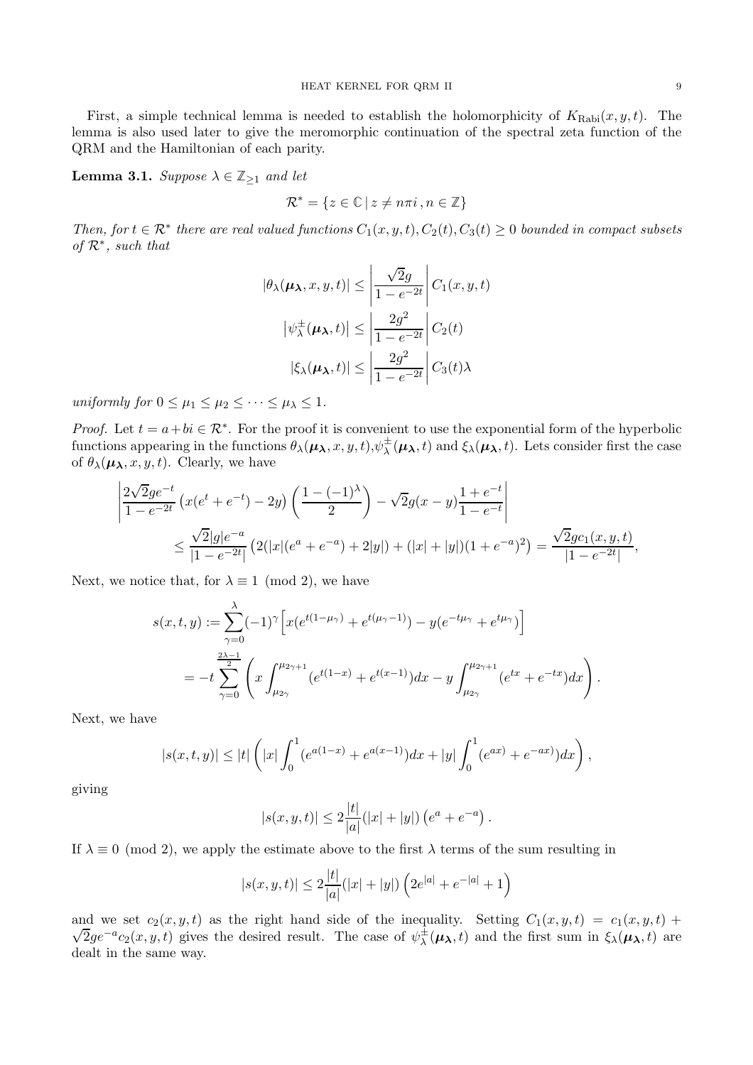First, a simple technical lemma is needed to establish the holomorphicity of $K_{\text{Rabi}}(x, y, t)$. The lemma is also used later to give the meromorphic continuation of the spectral zeta function of the QRM and the Hamiltonian of each parity.

**Lemma 3.1.** *Suppose $\lambda \in \mathbb{Z}_{\geq 1}$ and let*

$$\mathcal{R}^* = \{z \in \mathbb{C} \,|\, z \neq n\pi i \,, n \in \mathbb{Z}\}$$

*Then, for $t \in \mathcal{R}^*$ there are real valued functions $C_1(x,y,t), C_2(t), C_3(t) \geq 0$ bounded in compact subsets of $\mathcal{R}^*$, such that*

$$|\theta_\lambda(\boldsymbol{\mu_\lambda}, x, y, t)| \leq \left| \frac{\sqrt{2}g}{1 - e^{-2t}} \right| C_1(x, y, t)$$

$$\left|\psi_\lambda^{\pm}(\boldsymbol{\mu_\lambda}, t)\right| \leq \left| \frac{2g^2}{1 - e^{-2t}} \right| C_2(t)$$

$$|\xi_\lambda(\boldsymbol{\mu_\lambda}, t)| \leq \left| \frac{2g^2}{1 - e^{-2t}} \right| C_3(t)\lambda$$

*uniformly for $0 \leq \mu_1 \leq \mu_2 \leq \cdots \leq \mu_\lambda \leq 1$.*

*Proof.* Let $t = a + bi \in \mathcal{R}^*$. For the proof it is convenient to use the exponential form of the hyperbolic functions appearing in the functions $\theta_\lambda(\boldsymbol{\mu_\lambda}, x, y, t)$,$\psi_\lambda^{\pm}(\boldsymbol{\mu_\lambda}, t)$ and $\xi_\lambda(\boldsymbol{\mu_\lambda}, t)$. Lets consider first the case of $\theta_\lambda(\boldsymbol{\mu_\lambda}, x, y, t)$. Clearly, we have

$$\begin{aligned}
&\left| \frac{2\sqrt{2}ge^{-t}}{1 - e^{-2t}} \left( x(e^t + e^{-t}) - 2y \right) \left( \frac{1 - (-1)^\lambda}{2} \right) - \sqrt{2}g(x - y)\frac{1 + e^{-t}}{1 - e^{-t}} \right| \\
&\qquad \leq \frac{\sqrt{2}|g|e^{-a}}{|1 - e^{-2t}|} \left( 2(|x|(e^a + e^{-a}) + 2|y|) + (|x| + |y|)(1 + e^{-a})^2 \right) = \frac{\sqrt{2}gc_1(x, y, t)}{|1 - e^{-2t}|},
\end{aligned}$$

Next, we notice that, for $\lambda \equiv 1 \pmod 2$, we have

$$\begin{aligned}
s(x, t, y) &:= \sum_{\gamma=0}^{\lambda} (-1)^\gamma \Big[ x(e^{t(1-\mu_\gamma)} + e^{t(\mu_\gamma - 1)}) - y(e^{-t\mu_\gamma} + e^{t\mu_\gamma}) \Big] \\
&= -t \sum_{\gamma=0}^{\frac{2\lambda-1}{2}} \left( x \int_{\mu_{2\gamma}}^{\mu_{2\gamma+1}} (e^{t(1-x)} + e^{t(x-1)}) dx - y \int_{\mu_{2\gamma}}^{\mu_{2\gamma+1}} (e^{tx} + e^{-tx}) dx \right).
\end{aligned}$$

Next, we have

$$|s(x, t, y)| \leq |t| \left( |x| \int_0^1 (e^{a(1-x)} + e^{a(x-1)}) dx + |y| \int_0^1 (e^{ax)} + e^{-ax)}) dx \right),$$

giving

$$|s(x, y, t)| \leq 2\frac{|t|}{|a|}(|x| + |y|)\left(e^a + e^{-a}\right).$$

If $\lambda \equiv 0 \pmod 2$, we apply the estimate above to the first $\lambda$ terms of the sum resulting in

$$|s(x, y, t)| \leq 2\frac{|t|}{|a|}(|x| + |y|)\left(2e^{|a|} + e^{-|a|} + 1\right)$$

and we set $c_2(x, y, t)$ as the right hand side of the inequality. Setting $C_1(x, y, t) = c_1(x, y, t) + \sqrt{2}ge^{-a}c_2(x, y, t)$ gives the desired result. The case of $\psi_\lambda^{\pm}(\boldsymbol{\mu_\lambda}, t)$ and the first sum in $\xi_\lambda(\boldsymbol{\mu_\lambda}, t)$ are dealt in the same way.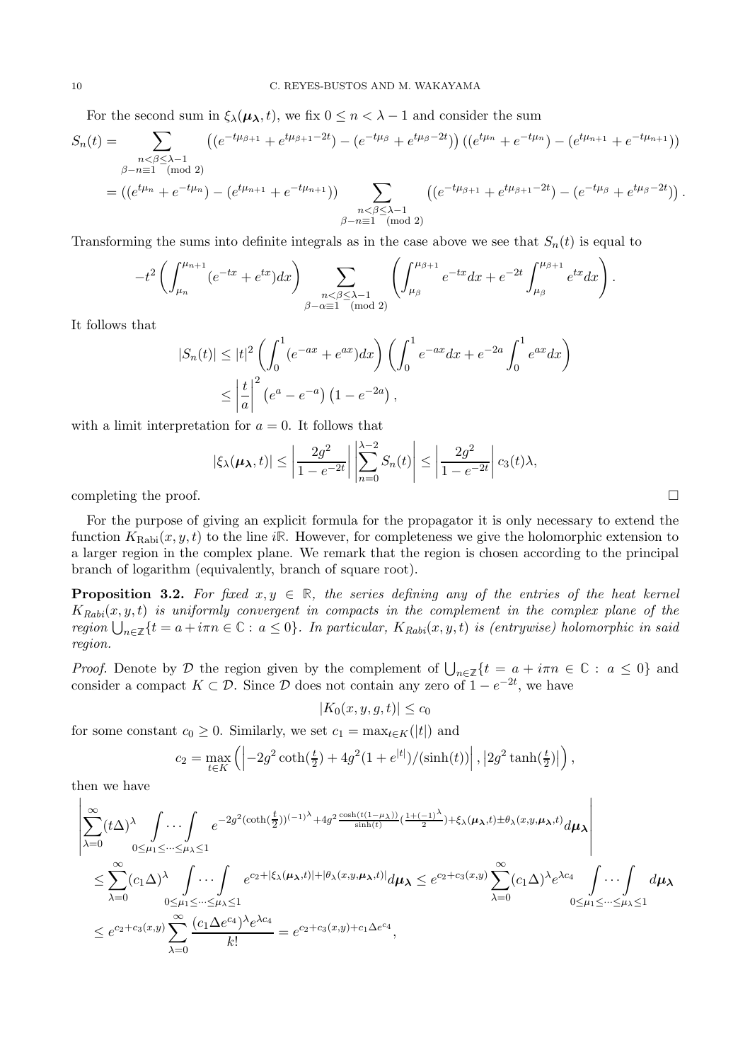For the second sum in $\xi_\lambda(\boldsymbol{\mu_\lambda},t)$, we fix $0 \leq n < \lambda - 1$ and consider the sum

$$
\begin{aligned}
S_n(t) &= \sum_{\substack{n<\beta\leq\lambda-1 \\ \beta-n\equiv 1 \pmod 2}} \left( (e^{-t\mu_{\beta+1}} + e^{t\mu_{\beta+1}-2t}) - (e^{-t\mu_\beta} + e^{t\mu_\beta - 2t}) \right) \left( (e^{t\mu_n} + e^{-t\mu_n}) - (e^{t\mu_{n+1}} + e^{-t\mu_{n+1}}) \right) \\
&= \left( (e^{t\mu_n} + e^{-t\mu_n}) - (e^{t\mu_{n+1}} + e^{-t\mu_{n+1}}) \right) \sum_{\substack{n<\beta\leq\lambda-1 \\ \beta-n\equiv 1 \pmod 2}} \left( (e^{-t\mu_{\beta+1}} + e^{t\mu_{\beta+1}-2t}) - (e^{-t\mu_\beta} + e^{t\mu_\beta-2t}) \right).
\end{aligned}
$$

Transforming the sums into definite integrals as in the case above we see that $S_n(t)$ is equal to

$$
-t^2 \left( \int_{\mu_n}^{\mu_{n+1}} (e^{-tx} + e^{tx}) dx \right) \sum_{\substack{n<\beta\leq\lambda-1 \\ \beta-\alpha\equiv 1 \pmod 2}} \left( \int_{\mu_\beta}^{\mu_{\beta+1}} e^{-tx} dx + e^{-2t} \int_{\mu_\beta}^{\mu_{\beta+1}} e^{tx} dx \right).
$$

It follows that

$$
\begin{aligned}
|S_n(t)| &\leq |t|^2 \left( \int_0^1 (e^{-ax} + e^{ax}) dx \right) \left( \int_0^1 e^{-ax} dx + e^{-2a} \int_0^1 e^{ax} dx \right) \\
&\leq \left| \frac{t}{a} \right|^2 \left( e^a - e^{-a} \right) \left( 1 - e^{-2a} \right),
\end{aligned}
$$

with a limit interpretation for $a = 0$. It follows that

$$
|\xi_\lambda(\boldsymbol{\mu_\lambda}, t)| \leq \left| \frac{2g^2}{1-e^{-2t}} \right| \left| \sum_{n=0}^{\lambda-2} S_n(t) \right| \leq \left| \frac{2g^2}{1-e^{-2t}} \right| c_3(t) \lambda,
$$

completing the proof. □

For the purpose of giving an explicit formula for the propagator it is only necessary to extend the function $K_{\text{Rabi}}(x,y,t)$ to the line $i\mathbb{R}$. However, for completeness we give the holomorphic extension to a larger region in the complex plane. We remark that the region is chosen according to the principal branch of logarithm (equivalently, branch of square root).

**Proposition 3.2.** *For fixed $x, y \in \mathbb{R}$, the series defining any of the entries of the heat kernel $K_{Rabi}(x,y,t)$ is uniformly convergent in compacts in the complement in the complex plane of the region $\bigcup_{n\in\mathbb{Z}} \{t = a + i\pi n \in \mathbb{C} : a \leq 0\}$. In particular, $K_{Rabi}(x,y,t)$ is (entrywise) holomorphic in said region.*

*Proof.* Denote by $\mathcal{D}$ the region given by the complement of $\bigcup_{n\in\mathbb{Z}} \{t = a + i\pi n \in \mathbb{C} : a \leq 0\}$ and consider a compact $K \subset \mathcal{D}$. Since $\mathcal{D}$ does not contain any zero of $1 - e^{-2t}$, we have

$$
|K_0(x,y,g,t)| \leq c_0
$$

for some constant $c_0 \geq 0$. Similarly, we set $c_1 = \max_{t\in K}(|t|)$ and

$$
c_2 = \max_{t\in K} \left( \left| -2g^2 \coth(\tfrac{t}{2}) + 4g^2(1+e^{|t|})/(\sinh(t)) \right|, \left| 2g^2 \tanh(\tfrac{t}{2}) \right| \right),
$$

then we have

$$
\begin{aligned}
&\left| \sum_{\lambda=0}^{\infty} (t\Delta)^\lambda \int \cdots \int_{0\leq\mu_1\leq\cdots\leq\mu_\lambda\leq 1} e^{-2g^2(\coth(\frac{t}{2}))^{(-1)^\lambda} + 4g^2 \frac{\cosh(t(1-\mu_\lambda))}{\sinh(t)} (\frac{1+(-1)^\lambda}{2}) + \xi_\lambda(\boldsymbol{\mu_\lambda},t) \pm \theta_\lambda(x,y,\boldsymbol{\mu_\lambda},t)} d\boldsymbol{\mu_\lambda} \right| \\
&\leq \sum_{\lambda=0}^{\infty} (c_1\Delta)^\lambda \int \cdots \int_{0\leq\mu_1\leq\cdots\leq\mu_\lambda\leq 1} e^{c_2 + |\xi_\lambda(\boldsymbol{\mu_\lambda},t)| + |\theta_\lambda(x,y,\boldsymbol{\mu_\lambda},t)|} d\boldsymbol{\mu_\lambda} \leq e^{c_2 + c_3(x,y)} \sum_{\lambda=0}^{\infty} (c_1\Delta)^\lambda e^{\lambda c_4} \int \cdots \int_{0\leq\mu_1\leq\cdots\leq\mu_\lambda\leq 1} d\boldsymbol{\mu_\lambda} \\
&\leq e^{c_2+c_3(x,y)} \sum_{\lambda=0}^{\infty} \frac{(c_1\Delta e^{c_4})^\lambda e^{\lambda c_4}}{k!} = e^{c_2 + c_3(x,y) + c_1 \Delta e^{c_4}},
\end{aligned}
$$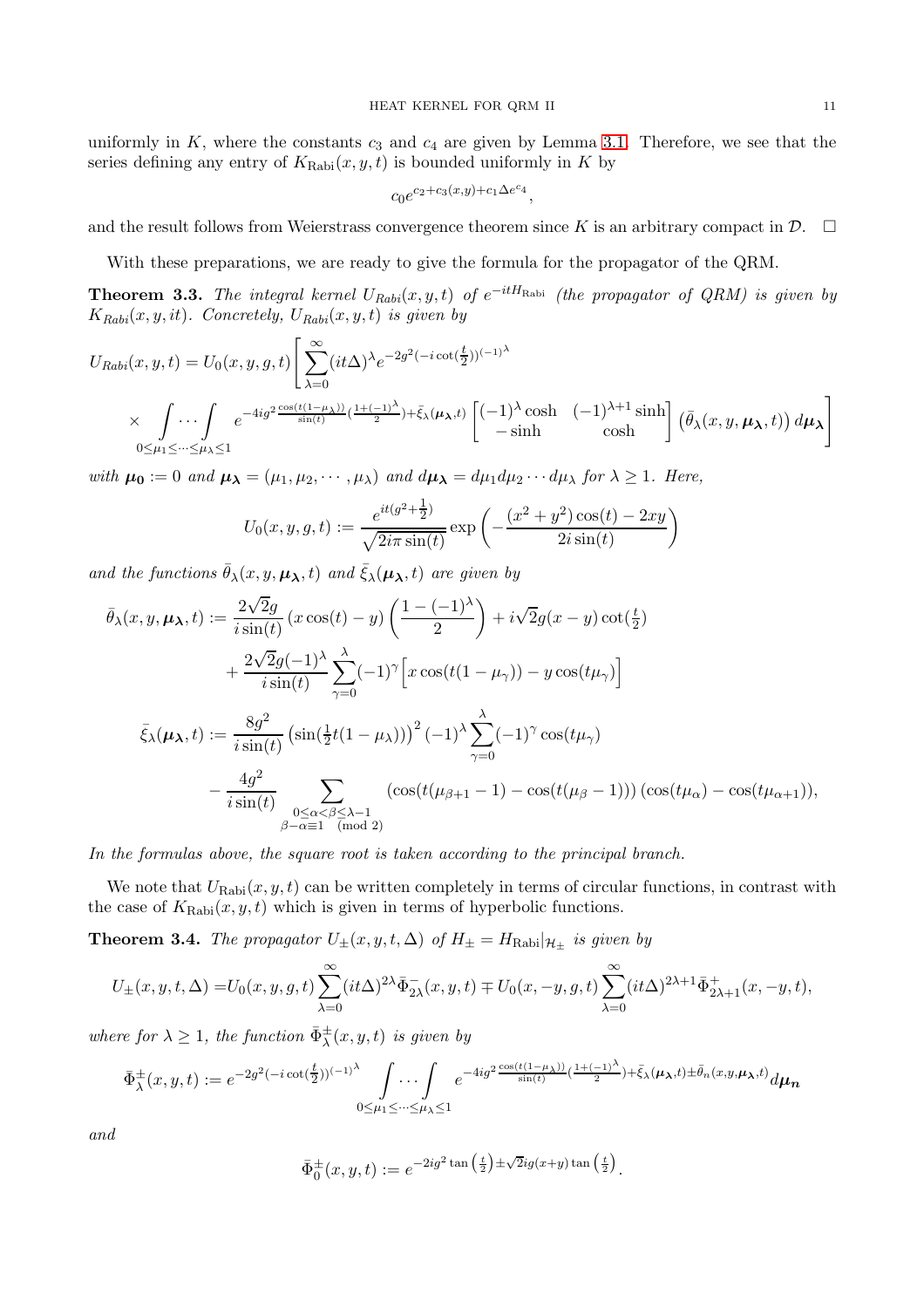uniformly in $K$, where the constants $c_3$ and $c_4$ are given by Lemma 3.1. Therefore, we see that the series defining any entry of $K_{\mathrm{Rabi}}(x,y,t)$ is bounded uniformly in $K$ by

$$c_0 e^{c_2 + c_3(x,y) + c_1 \Delta e^{c_4}},$$

and the result follows from Weierstrass convergence theorem since $K$ is an arbitrary compact in $\mathcal{D}$. $\square$

With these preparations, we are ready to give the formula for the propagator of the QRM.

**Theorem 3.3.** *The integral kernel $U_{Rabi}(x,y,t)$ of $e^{-itH_{\mathrm{Rabi}}}$ (the propagator of QRM) is given by $K_{Rabi}(x,y,it)$. Concretely, $U_{Rabi}(x,y,t)$ is given by*

$$U_{Rabi}(x,y,t) = U_0(x,y,g,t)\Bigg[\sum_{\lambda=0}^{\infty}(it\Delta)^{\lambda} e^{-2g^2(-i\cot(\frac{t}{2}))^{(-1)^{\lambda}}}$$
$$\times \int\cdots\int_{0\le\mu_1\le\cdots\le\mu_\lambda\le 1} e^{-4ig^2\frac{\cos(t(1-\mu_\lambda))}{\sin(t)}(\frac{1+(-1)^{\lambda}}{2})+\bar{\xi}_\lambda(\boldsymbol{\mu_\lambda},t)} \begin{bmatrix} (-1)^{\lambda}\cosh & (-1)^{\lambda+1}\sinh \\ -\sinh & \cosh \end{bmatrix} \left(\bar{\theta}_\lambda(x,y,\boldsymbol{\mu_\lambda},t)\right) d\boldsymbol{\mu_\lambda}\Bigg]$$

*with $\boldsymbol{\mu_0} := 0$ and $\boldsymbol{\mu_\lambda} = (\mu_1,\mu_2,\cdots,\mu_\lambda)$ and $d\boldsymbol{\mu_\lambda} = d\mu_1 d\mu_2\cdots d\mu_\lambda$ for $\lambda\ge 1$. Here,*

$$U_0(x,y,g,t) := \frac{e^{it(g^2+\frac{1}{2})}}{\sqrt{2i\pi\sin(t)}}\exp\left(-\frac{(x^2+y^2)\cos(t)-2xy}{2i\sin(t)}\right)$$

*and the functions $\bar{\theta}_\lambda(x,y,\boldsymbol{\mu_\lambda},t)$ and $\bar{\xi}_\lambda(\boldsymbol{\mu_\lambda},t)$ are given by*

$$\bar{\theta}_\lambda(x,y,\boldsymbol{\mu_\lambda},t) := \frac{2\sqrt{2}g}{i\sin(t)}\left(x\cos(t)-y\right)\left(\frac{1-(-1)^{\lambda}}{2}\right) + i\sqrt{2}g(x-y)\cot(\tfrac{t}{2})$$
$$+\frac{2\sqrt{2}g(-1)^{\lambda}}{i\sin(t)}\sum_{\gamma=0}^{\lambda}(-1)^{\gamma}\Big[x\cos(t(1-\mu_\gamma)) - y\cos(t\mu_\gamma)\Big]$$

$$\bar{\xi}_\lambda(\boldsymbol{\mu_\lambda},t) := \frac{8g^2}{i\sin(t)}\left(\sin(\tfrac{1}{2}t(1-\mu_\lambda))\right)^2(-1)^{\lambda}\sum_{\gamma=0}^{\lambda}(-1)^{\gamma}\cos(t\mu_\gamma)$$
$$-\frac{4g^2}{i\sin(t)}\sum_{\substack{0\le\alpha<\beta\le\lambda-1\\ \beta-\alpha\equiv 1 \pmod 2}}\left(\cos(t(\mu_{\beta+1}-1)) - \cos(t(\mu_\beta-1))\right)\left(\cos(t\mu_\alpha)-\cos(t\mu_{\alpha+1})\right),$$

*In the formulas above, the square root is taken according to the principal branch.*

We note that $U_{\mathrm{Rabi}}(x,y,t)$ can be written completely in terms of circular functions, in contrast with the case of $K_{\mathrm{Rabi}}(x,y,t)$ which is given in terms of hyperbolic functions.

**Theorem 3.4.** *The propagator $U_{\pm}(x,y,t,\Delta)$ of $H_{\pm} = H_{\mathrm{Rabi}}|_{\mathcal{H}_{\pm}}$ is given by*

$$U_{\pm}(x,y,t,\Delta) = U_0(x,y,g,t)\sum_{\lambda=0}^{\infty}(it\Delta)^{2\lambda}\bar{\Phi}^{-}_{2\lambda}(x,y,t) \mp U_0(x,-y,g,t)\sum_{\lambda=0}^{\infty}(it\Delta)^{2\lambda+1}\bar{\Phi}^{+}_{2\lambda+1}(x,-y,t),$$

*where for $\lambda\ge 1$, the function $\bar{\Phi}^{\pm}_{\lambda}(x,y,t)$ is given by*

$$\bar{\Phi}^{\pm}_{\lambda}(x,y,t) := e^{-2g^2(-i\cot(\frac{t}{2}))^{(-1)^{\lambda}}}\int\cdots\int_{0\le\mu_1\le\cdots\le\mu_\lambda\le 1} e^{-4ig^2\frac{\cos(t(1-\mu_\lambda))}{\sin(t)}(\frac{1+(-1)^{\lambda}}{2})+\bar{\xi}_\lambda(\boldsymbol{\mu_\lambda},t)\pm\bar{\theta}_n(x,y,\boldsymbol{\mu_\lambda},t)}d\boldsymbol{\mu_n}$$

*and*

$$\bar{\Phi}^{\pm}_{0}(x,y,t) := e^{-2ig^2\tan\left(\frac{t}{2}\right)\pm\sqrt{2}ig(x+y)\tan\left(\frac{t}{2}\right)}.$$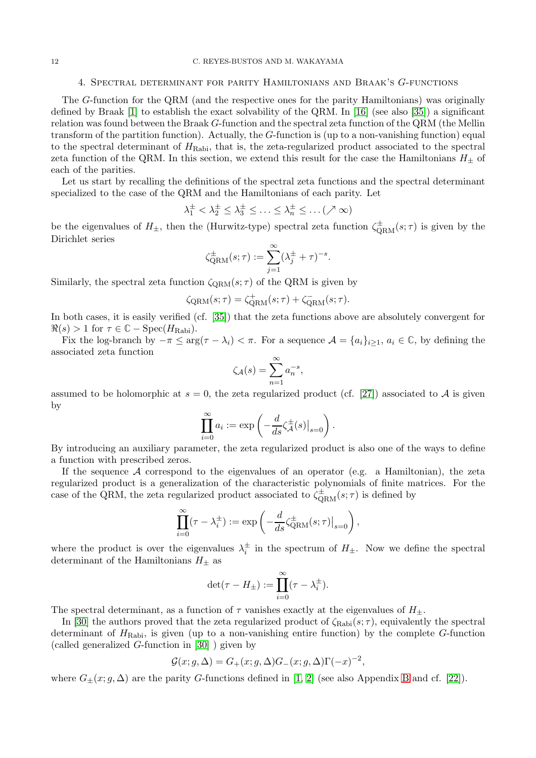## 4. Spectral determinant for parity Hamiltonians and Braak's $G$-functions

The $G$-function for the QRM (and the respective ones for the parity Hamiltonians) was originally defined by Braak [1] to establish the exact solvability of the QRM. In [16] (see also [35]) a significant relation was found between the Braak $G$-function and the spectral zeta function of the QRM (the Mellin transform of the partition function). Actually, the $G$-function is (up to a non-vanishing function) equal to the spectral determinant of $H_{\text{Rabi}}$, that is, the zeta-regularized product associated to the spectral zeta function of the QRM. In this section, we extend this result for the case the Hamiltonians $H_\pm$ of each of the parities.

Let us start by recalling the definitions of the spectral zeta functions and the spectral determinant specialized to the case of the QRM and the Hamiltonians of each parity. Let

$$\lambda_1^\pm < \lambda_2^\pm \leq \lambda_3^\pm \leq \ldots \leq \lambda_n^\pm \leq \ldots (\nearrow \infty)$$

be the eigenvalues of $H_\pm$, then the (Hurwitz-type) spectral zeta function $\zeta_{\text{QRM}}^\pm(s;\tau)$ is given by the Dirichlet series

$$\zeta_{\text{QRM}}^\pm(s;\tau) := \sum_{j=1}^{\infty} (\lambda_j^\pm + \tau)^{-s}.$$

Similarly, the spectral zeta function $\zeta_{\text{QRM}}(s;\tau)$ of the QRM is given by

$$\zeta_{\text{QRM}}(s;\tau) = \zeta_{\text{QRM}}^+(s;\tau) + \zeta_{\text{QRM}}^-(s;\tau).$$

In both cases, it is easily verified (cf. [35]) that the zeta functions above are absolutely convergent for $\Re(s) > 1$ for $\tau \in \mathbb{C} - \text{Spec}(H_{\text{Rabi}})$.

Fix the log-branch by $-\pi \leq \arg(\tau - \lambda_i) < \pi$. For a sequence $\mathcal{A} = \{a_i\}_{i \geq 1}$, $a_i \in \mathbb{C}$, by defining the associated zeta function

$$\zeta_{\mathcal{A}}(s) = \sum_{n=1}^{\infty} a_n^{-s},$$

assumed to be holomorphic at $s = 0$, the zeta regularized product (cf. [27]) associated to $\mathcal{A}$ is given by

$$\prod_{i=0}^{\infty} a_i := \exp\left( -\frac{d}{ds} \zeta_{\mathcal{A}}^\pm(s)\big|_{s=0} \right).$$

By introducing an auxiliary parameter, the zeta regularized product is also one of the ways to define a function with prescribed zeros.

If the sequence $\mathcal{A}$ correspond to the eigenvalues of an operator (e.g. a Hamiltonian), the zeta regularized product is a generalization of the characteristic polynomials of finite matrices. For the case of the QRM, the zeta regularized product associated to $\zeta_{\text{QRM}}^\pm(s;\tau)$ is defined by

$$\prod_{i=0}^{\infty} (\tau - \lambda_i^\pm) := \exp\left( -\frac{d}{ds} \zeta_{\text{QRM}}^\pm(s;\tau)\big|_{s=0} \right),$$

where the product is over the eigenvalues $\lambda_i^\pm$ in the spectrum of $H_\pm$. Now we define the spectral determinant of the Hamiltonians $H_\pm$ as

$$\det(\tau - H_\pm) := \prod_{i=0}^{\infty} (\tau - \lambda_i^\pm).$$

The spectral determinant, as a function of $\tau$ vanishes exactly at the eigenvalues of $H_\pm$.

In [30] the authors proved that the zeta regularized product of $\zeta_{\text{Rabi}}(s;\tau)$, equivalently the spectral determinant of $H_{\text{Rabi}}$, is given (up to a non-vanishing entire function) by the complete $G$-function (called generalized $G$-function in [30] ) given by

$$\mathcal{G}(x;g,\Delta) = G_+(x;g,\Delta) G_-(x;g,\Delta) \Gamma(-x)^{-2},$$

where $G_\pm(x;g,\Delta)$ are the parity $G$-functions defined in [1, 2] (see also Appendix B and cf. [22]).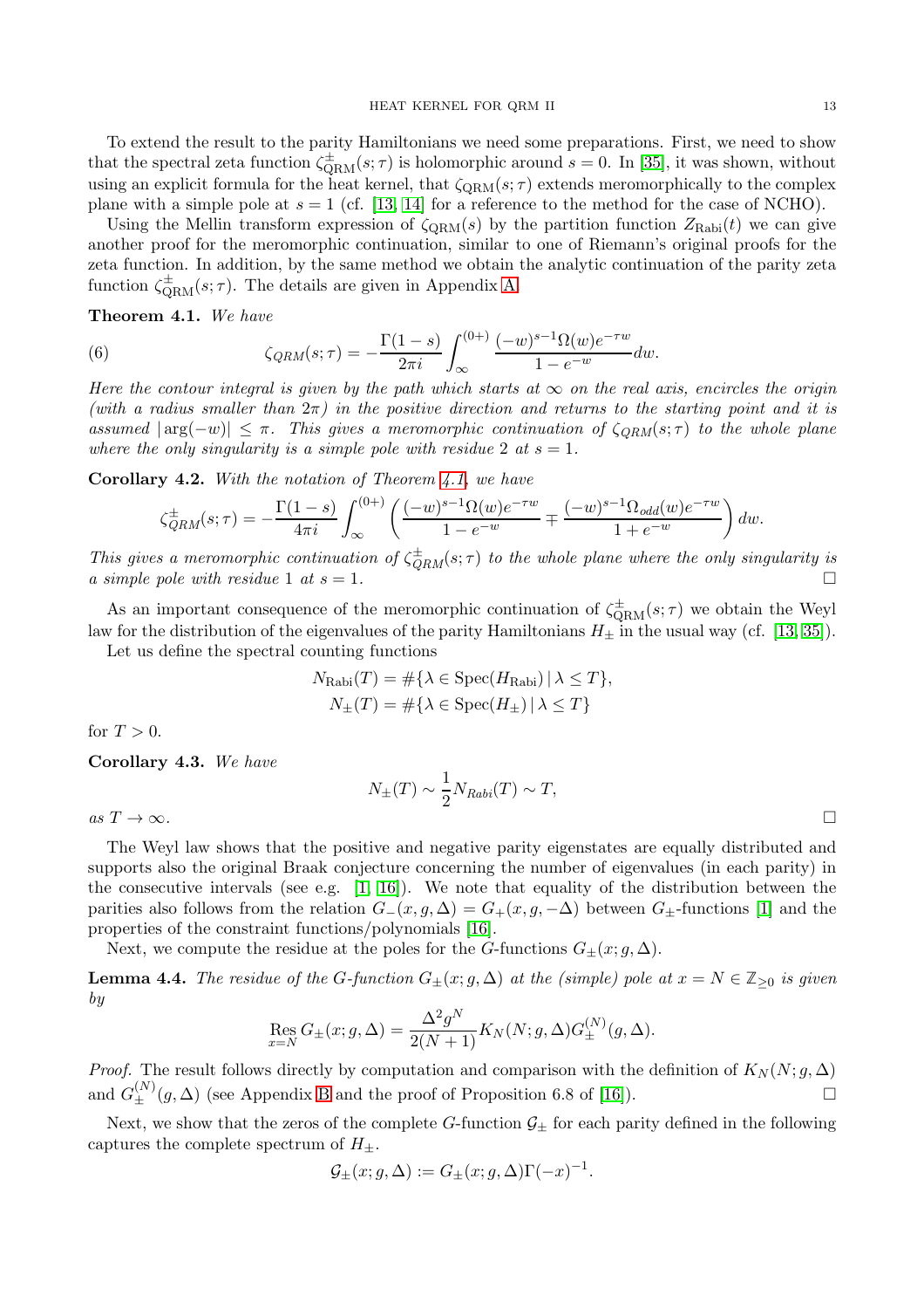To extend the result to the parity Hamiltonians we need some preparations. First, we need to show that the spectral zeta function $\zeta^{\pm}_{\mathrm{QRM}}(s;\tau)$ is holomorphic around $s=0$. In [35], it was shown, without using an explicit formula for the heat kernel, that $\zeta_{\mathrm{QRM}}(s;\tau)$ extends meromorphically to the complex plane with a simple pole at $s=1$ (cf. [13, 14] for a reference to the method for the case of NCHO).

Using the Mellin transform expression of $\zeta_{\mathrm{QRM}}(s)$ by the partition function $Z_{\mathrm{Rabi}}(t)$ we can give another proof for the meromorphic continuation, similar to one of Riemann's original proofs for the zeta function. In addition, by the same method we obtain the analytic continuation of the parity zeta function $\zeta^{\pm}_{\mathrm{QRM}}(s;\tau)$. The details are given in Appendix A.

**Theorem 4.1.** *We have*

$$\zeta_{QRM}(s;\tau) = -\frac{\Gamma(1-s)}{2\pi i}\int_{\infty}^{(0+)} \frac{(-w)^{s-1}\Omega(w)e^{-\tau w}}{1-e^{-w}}dw. \tag{6}$$

*Here the contour integral is given by the path which starts at $\infty$ on the real axis, encircles the origin (with a radius smaller than $2\pi$) in the positive direction and returns to the starting point and it is assumed $|\arg(-w)| \leq \pi$. This gives a meromorphic continuation of $\zeta_{QRM}(s;\tau)$ to the whole plane where the only singularity is a simple pole with residue 2 at $s=1$.*

**Corollary 4.2.** *With the notation of Theorem 4.1, we have*

$$\zeta^{\pm}_{QRM}(s;\tau) = -\frac{\Gamma(1-s)}{4\pi i}\int_{\infty}^{(0+)} \left(\frac{(-w)^{s-1}\Omega(w)e^{-\tau w}}{1-e^{-w}} \mp \frac{(-w)^{s-1}\Omega_{odd}(w)e^{-\tau w}}{1+e^{-w}}\right)dw.$$

*This gives a meromorphic continuation of $\zeta^{\pm}_{QRM}(s;\tau)$ to the whole plane where the only singularity is a simple pole with residue 1 at $s=1$.* $\square$

As an important consequence of the meromorphic continuation of $\zeta^{\pm}_{\mathrm{QRM}}(s;\tau)$ we obtain the Weyl law for the distribution of the eigenvalues of the parity Hamiltonians $H_{\pm}$ in the usual way (cf. [13, 35]).

Let us define the spectral counting functions

$$N_{\mathrm{Rabi}}(T) = \#\{\lambda \in \mathrm{Spec}(H_{\mathrm{Rabi}}) \,|\, \lambda \leq T\},$$
$$N_{\pm}(T) = \#\{\lambda \in \mathrm{Spec}(H_{\pm}) \,|\, \lambda \leq T\}$$

for $T>0$.

**Corollary 4.3.** *We have*

$$N_{\pm}(T) \sim \frac{1}{2}N_{Rabi}(T) \sim T,$$

*as $T \to \infty$.* $\square$

The Weyl law shows that the positive and negative parity eigenstates are equally distributed and supports also the original Braak conjecture concerning the number of eigenvalues (in each parity) in the consecutive intervals (see e.g. [1, 16]). We note that equality of the distribution between the parities also follows from the relation $G_{-}(x,g,\Delta) = G_{+}(x,g,-\Delta)$ between $G_{\pm}$-functions [1] and the properties of the constraint functions/polynomials [16].

Next, we compute the residue at the poles for the $G$-functions $G_{\pm}(x;g,\Delta)$.

**Lemma 4.4.** *The residue of the $G$-function $G_{\pm}(x;g,\Delta)$ at the (simple) pole at $x = N \in \mathbb{Z}_{\geq 0}$ is given by*

$$\operatorname*{Res}_{x=N} G_{\pm}(x;g,\Delta) = \frac{\Delta^2 g^N}{2(N+1)}K_N(N;g,\Delta)G^{(N)}_{\pm}(g,\Delta).$$

*Proof.* The result follows directly by computation and comparison with the definition of $K_N(N;g,\Delta)$ and $G^{(N)}_{\pm}(g,\Delta)$ (see Appendix B and the proof of Proposition 6.8 of [16]). $\square$

Next, we show that the zeros of the complete $G$-function $\mathcal{G}_{\pm}$ for each parity defined in the following captures the complete spectrum of $H_{\pm}$.

$$\mathcal{G}_{\pm}(x;g,\Delta) := G_{\pm}(x;g,\Delta)\Gamma(-x)^{-1}.$$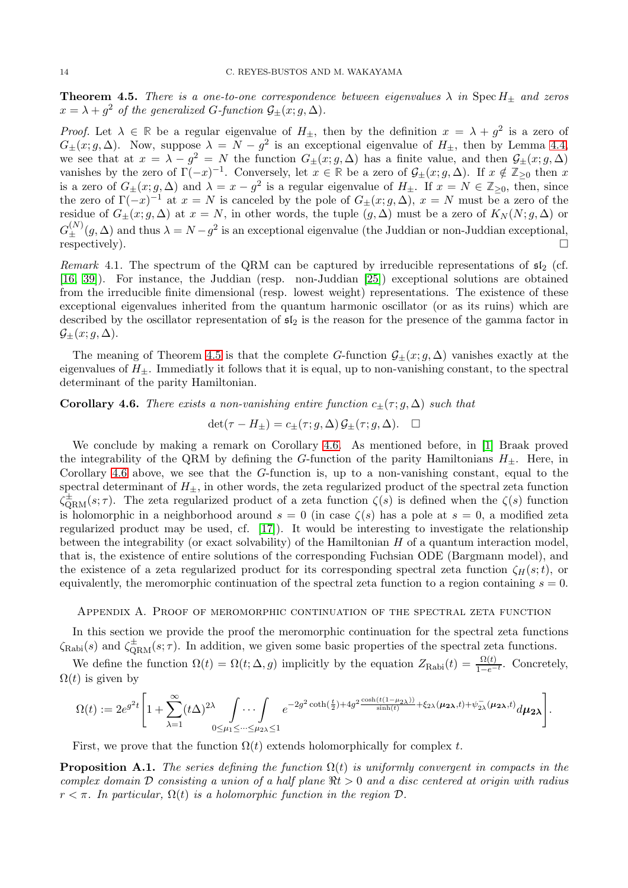**Theorem 4.5.** *There is a one-to-one correspondence between eigenvalues $\lambda$ in $\operatorname{Spec} H_{\pm}$ and zeros $x = \lambda + g^2$ of the generalized $G$-function $\mathcal{G}_{\pm}(x; g, \Delta)$.*

*Proof.* Let $\lambda \in \mathbb{R}$ be a regular eigenvalue of $H_{\pm}$, then by the definition $x = \lambda + g^2$ is a zero of $G_{\pm}(x; g, \Delta)$. Now, suppose $\lambda = N - g^2$ is an exceptional eigenvalue of $H_{\pm}$, then by Lemma 4.4, we see that at $x = \lambda - g^2 = N$ the function $G_{\pm}(x; g, \Delta)$ has a finite value, and then $\mathcal{G}_{\pm}(x; g, \Delta)$ vanishes by the zero of $\Gamma(-x)^{-1}$. Conversely, let $x \in \mathbb{R}$ be a zero of $\mathcal{G}_{\pm}(x; g, \Delta)$. If $x \notin \mathbb{Z}_{\geq 0}$ then $x$ is a zero of $G_{\pm}(x; g, \Delta)$ and $\lambda = x - g^2$ is a regular eigenvalue of $H_{\pm}$. If $x = N \in \mathbb{Z}_{\geq 0}$, then, since the zero of $\Gamma(-x)^{-1}$ at $x = N$ is canceled by the pole of $G_{\pm}(x; g, \Delta)$, $x = N$ must be a zero of the residue of $G_{\pm}(x; g, \Delta)$ at $x = N$, in other words, the tuple $(g, \Delta)$ must be a zero of $K_N(N; g, \Delta)$ or $G_{\pm}^{(N)}(g, \Delta)$ and thus $\lambda = N - g^2$ is an exceptional eigenvalue (the Juddian or non-Juddian exceptional, respectively). $\square$

*Remark* 4.1. The spectrum of the QRM can be captured by irreducible representations of $\mathfrak{sl}_2$ (cf. [16, 39]). For instance, the Juddian (resp. non-Juddian [25]) exceptional solutions are obtained from the irreducible finite dimensional (resp. lowest weight) representations. The existence of these exceptional eigenvalues inherited from the quantum harmonic oscillator (or as its ruins) which are described by the oscillator representation of $\mathfrak{sl}_2$ is the reason for the presence of the gamma factor in $\mathcal{G}_{\pm}(x; g, \Delta)$.

The meaning of Theorem 4.5 is that the complete $G$-function $\mathcal{G}_{\pm}(x; g, \Delta)$ vanishes exactly at the eigenvalues of $H_{\pm}$. Immediatly it follows that it is equal, up to non-vanishing constant, to the spectral determinant of the parity Hamiltonian.

**Corollary 4.6.** *There exists a non-vanishing entire function $c_{\pm}(\tau; g, \Delta)$ such that*

$$\det(\tau - H_{\pm}) = c_{\pm}(\tau; g, \Delta)\, \mathcal{G}_{\pm}(\tau; g, \Delta). \quad \square$$

We conclude by making a remark on Corollary 4.6. As mentioned before, in [1] Braak proved the integrability of the QRM by defining the $G$-function of the parity Hamiltonians $H_{\pm}$. Here, in Corollary 4.6 above, we see that the $G$-function is, up to a non-vanishing constant, equal to the spectral determinant of $H_{\pm}$, in other words, the zeta regularized product of the spectral zeta function $\zeta_{\rm QRM}^{\pm}(s; \tau)$. The zeta regularized product of a zeta function $\zeta(s)$ is defined when the $\zeta(s)$ function is holomorphic in a neighborhood around $s = 0$ (in case $\zeta(s)$ has a pole at $s = 0$, a modified zeta regularized product may be used, cf. [17]). It would be interesting to investigate the relationship between the integrability (or exact solvability) of the Hamiltonian $H$ of a quantum interaction model, that is, the existence of entire solutions of the corresponding Fuchsian ODE (Bargmann model), and the existence of a zeta regularized product for its corresponding spectral zeta function $\zeta_H(s; t)$, or equivalently, the meromorphic continuation of the spectral zeta function to a region containing $s = 0$.

## Appendix A. Proof of meromorphic continuation of the spectral zeta function

In this section we provide the proof the meromorphic continuation for the spectral zeta functions $\zeta_{\rm Rabi}(s)$ and $\zeta_{\rm QRM}^{\pm}(s; \tau)$. In addition, we given some basic properties of the spectral zeta functions.

We define the function $\Omega(t) = \Omega(t; \Delta, g)$ implicitly by the equation $Z_{\rm Rabi}(t) = \frac{\Omega(t)}{1 - e^{-t}}$. Concretely, $\Omega(t)$ is given by

$$\Omega(t) := 2e^{g^2 t}\left[1 + \sum_{\lambda=1}^{\infty} (t\Delta)^{2\lambda} \int \cdots \int_{0 \leq \mu_1 \leq \cdots \leq \mu_{2\lambda} \leq 1} e^{-2g^2 \coth(\frac{t}{2}) + 4g^2 \frac{\cosh(t(1-\mu_{2\lambda}))}{\sinh(t)} + \xi_{2\lambda}(\boldsymbol{\mu_{2\lambda}}, t) + \psi_{2\lambda}^{-}(\boldsymbol{\mu_{2\lambda}}, t)} d\boldsymbol{\mu_{2\lambda}}\right].$$

First, we prove that the function $\Omega(t)$ extends holomorphically for complex $t$.

**Proposition A.1.** *The series defining the function $\Omega(t)$ is uniformly convergent in compacts in the complex domain $\mathcal{D}$ consisting a union of a half plane $\Re t > 0$ and a disc centered at origin with radius $r < \pi$. In particular, $\Omega(t)$ is a holomorphic function in the region $\mathcal{D}$.*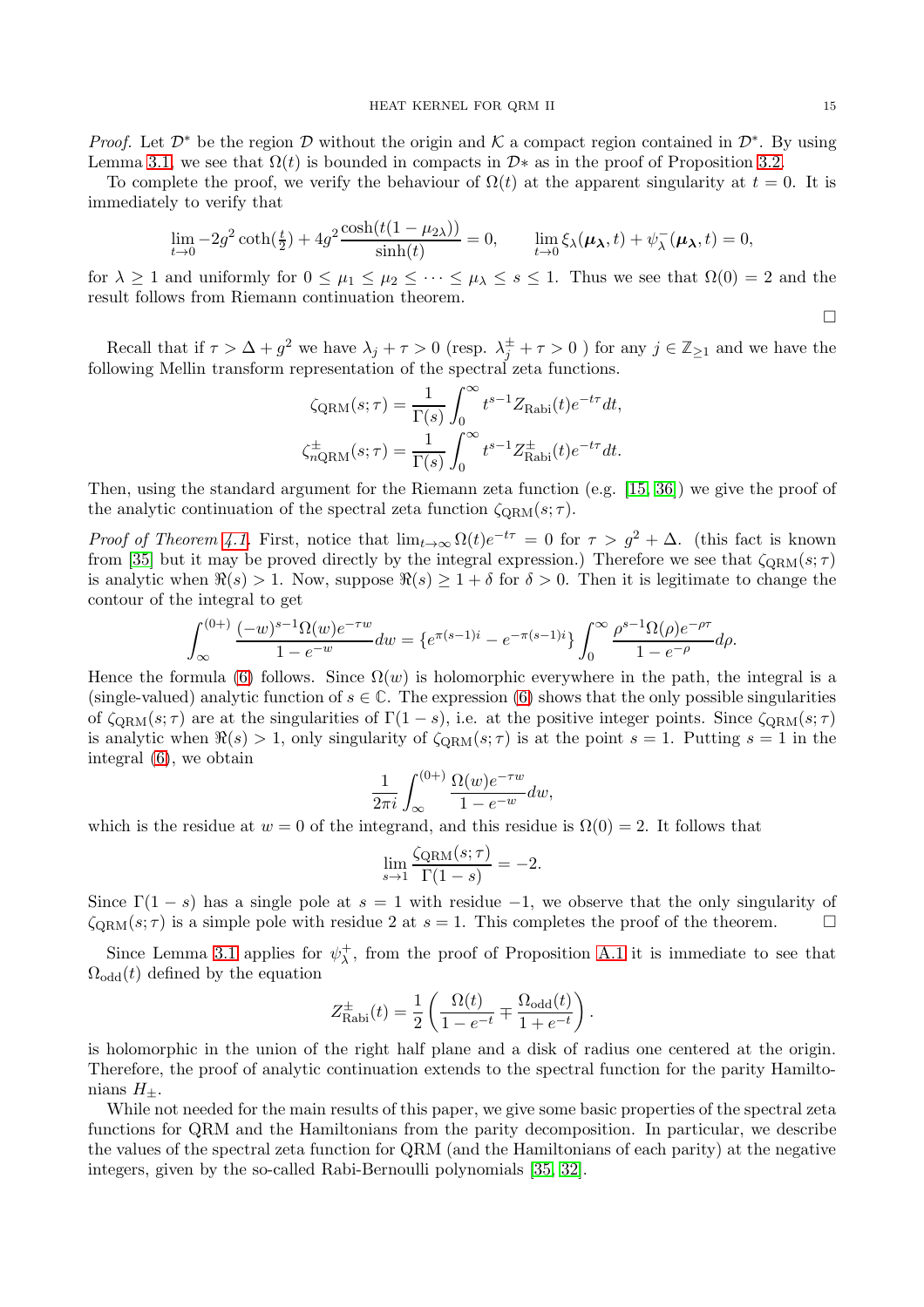*Proof.* Let $\mathcal{D}^*$ be the region $\mathcal{D}$ without the origin and $\mathcal{K}$ a compact region contained in $\mathcal{D}^*$. By using Lemma 3.1, we see that $\Omega(t)$ is bounded in compacts in $\mathcal{D}*$ as in the proof of Proposition 3.2.

To complete the proof, we verify the behaviour of $\Omega(t)$ at the apparent singularity at $t = 0$. It is immediately to verify that

$$\lim_{t\to 0} -2g^2 \coth(\tfrac{t}{2}) + 4g^2 \frac{\cosh(t(1-\mu_{2\lambda}))}{\sinh(t)} = 0, \qquad \lim_{t\to 0} \xi_\lambda(\boldsymbol{\mu_\lambda}, t) + \psi_\lambda^-(\boldsymbol{\mu_\lambda}, t) = 0,$$

for $\lambda \geq 1$ and uniformly for $0 \leq \mu_1 \leq \mu_2 \leq \cdots \leq \mu_\lambda \leq s \leq 1$. Thus we see that $\Omega(0) = 2$ and the result follows from Riemann continuation theorem.

□

Recall that if $\tau > \Delta + g^2$ we have $\lambda_j + \tau > 0$ (resp. $\lambda_j^\pm + \tau > 0$ ) for any $j \in \mathbb{Z}_{\geq 1}$ and we have the following Mellin transform representation of the spectral zeta functions.

$$\zeta_{\mathrm{QRM}}(s;\tau) = \frac{1}{\Gamma(s)} \int_0^\infty t^{s-1} Z_{\mathrm{Rabi}}(t) e^{-t\tau} dt,$$
$$\zeta_{n\mathrm{QRM}}^\pm(s;\tau) = \frac{1}{\Gamma(s)} \int_0^\infty t^{s-1} Z_{\mathrm{Rabi}}^\pm(t) e^{-t\tau} dt.$$

Then, using the standard argument for the Riemann zeta function (e.g. [15, 36]) we give the proof of the analytic continuation of the spectral zeta function $\zeta_{\mathrm{QRM}}(s;\tau)$.

*Proof of Theorem 4.1.* First, notice that $\lim_{t\to\infty} \Omega(t) e^{-t\tau} = 0$ for $\tau > g^2 + \Delta$. (this fact is known from [35] but it may be proved directly by the integral expression.) Therefore we see that $\zeta_{\mathrm{QRM}}(s;\tau)$ is analytic when $\Re(s) > 1$. Now, suppose $\Re(s) \geq 1 + \delta$ for $\delta > 0$. Then it is legitimate to change the contour of the integral to get

$$\int_\infty^{(0+)} \frac{(-w)^{s-1}\Omega(w)e^{-\tau w}}{1-e^{-w}} dw = \{e^{\pi(s-1)i} - e^{-\pi(s-1)i}\} \int_0^\infty \frac{\rho^{s-1}\Omega(\rho)e^{-\rho\tau}}{1-e^{-\rho}} d\rho.$$

Hence the formula (6) follows. Since $\Omega(w)$ is holomorphic everywhere in the path, the integral is a (single-valued) analytic function of $s \in \mathbb{C}$. The expression (6) shows that the only possible singularities of $\zeta_{\mathrm{QRM}}(s;\tau)$ are at the singularities of $\Gamma(1-s)$, i.e. at the positive integer points. Since $\zeta_{\mathrm{QRM}}(s;\tau)$ is analytic when $\Re(s) > 1$, only singularity of $\zeta_{\mathrm{QRM}}(s;\tau)$ is at the point $s = 1$. Putting $s = 1$ in the integral (6), we obtain

$$\frac{1}{2\pi i} \int_\infty^{(0+)} \frac{\Omega(w)e^{-\tau w}}{1-e^{-w}} dw,$$

which is the residue at $w = 0$ of the integrand, and this residue is $\Omega(0) = 2$. It follows that

$$\lim_{s\to 1} \frac{\zeta_{\mathrm{QRM}}(s;\tau)}{\Gamma(1-s)} = -2.$$

Since $\Gamma(1-s)$ has a single pole at $s = 1$ with residue $-1$, we observe that the only singularity of $\zeta_{\mathrm{QRM}}(s;\tau)$ is a simple pole with residue 2 at $s = 1$. This completes the proof of the theorem. □

Since Lemma 3.1 applies for $\psi_\lambda^+$, from the proof of Proposition A.1 it is immediate to see that $\Omega_{\mathrm{odd}}(t)$ defined by the equation

$$Z_{\mathrm{Rabi}}^\pm(t) = \frac{1}{2}\left(\frac{\Omega(t)}{1-e^{-t}} \mp \frac{\Omega_{\mathrm{odd}}(t)}{1+e^{-t}}\right).$$

is holomorphic in the union of the right half plane and a disk of radius one centered at the origin. Therefore, the proof of analytic continuation extends to the spectral function for the parity Hamiltonians $H_\pm$.

While not needed for the main results of this paper, we give some basic properties of the spectral zeta functions for QRM and the Hamiltonians from the parity decomposition. In particular, we describe the values of the spectral zeta function for QRM (and the Hamiltonians of each parity) at the negative integers, given by the so-called Rabi-Bernoulli polynomials [35, 32].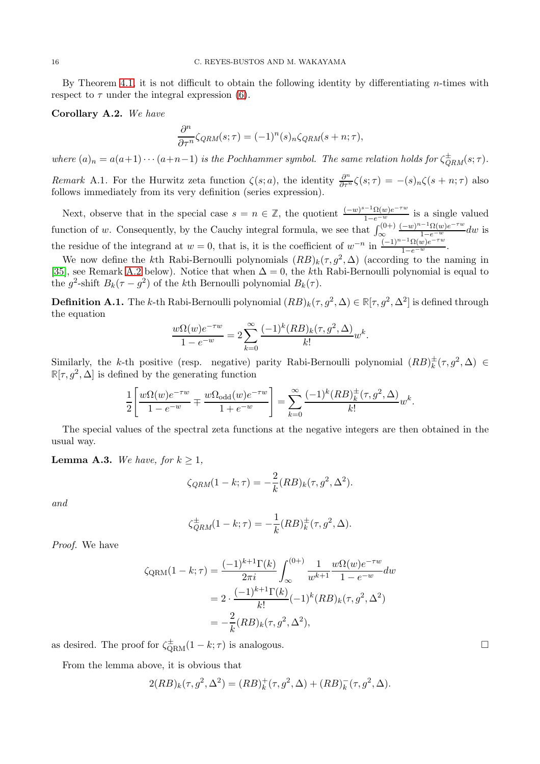By Theorem 4.1, it is not difficult to obtain the following identity by differentiating $n$-times with respect to $\tau$ under the integral expression (6).

**Corollary A.2.** *We have*

$$\frac{\partial^n}{\partial \tau^n}\zeta_{QRM}(s;\tau) = (-1)^n (s)_n \zeta_{QRM}(s+n;\tau),$$

*where $(a)_n = a(a+1)\cdots(a+n-1)$ is the Pochhammer symbol. The same relation holds for $\zeta^{\pm}_{QRM}(s;\tau)$.*

*Remark* A.1. For the Hurwitz zeta function $\zeta(s;a)$, the identity $\frac{\partial^n}{\partial \tau^n}\zeta(s;\tau) = -(s)_n\zeta(s+n;\tau)$ also follows immediately from its very definition (series expression).

Next, observe that in the special case $s = n \in \mathbb{Z}$, the quotient $\frac{(-w)^{s-1}\Omega(w)e^{-\tau w}}{1-e^{-w}}$ is a single valued function of $w$. Consequently, by the Cauchy integral formula, we see that $\int_{\infty}^{(0+)} \frac{(-w)^{n-1}\Omega(w)e^{-\tau w}}{1-e^{-w}}dw$ is the residue of the integrand at $w=0$, that is, it is the coefficient of $w^{-n}$ in $\frac{(-1)^{n-1}\Omega(w)e^{-\tau w}}{1-e^{-w}}$.

We now define the $k$th Rabi-Bernoulli polynomials $(RB)_k(\tau, g^2, \Delta)$ (according to the naming in [35], see Remark A.2 below). Notice that when $\Delta = 0$, the $k$th Rabi-Bernoulli polynomial is equal to the $g^2$-shift $B_k(\tau - g^2)$ of the $k$th Bernoulli polynomial $B_k(\tau)$.

**Definition A.1.** The $k$-th Rabi-Bernoulli polynomial $(RB)_k(\tau, g^2, \Delta) \in \mathbb{R}[\tau, g^2, \Delta^2]$ is defined through the equation

$$\frac{w\Omega(w)e^{-\tau w}}{1-e^{-w}} = 2\sum_{k=0}^{\infty} \frac{(-1)^k (RB)_k(\tau, g^2, \Delta)}{k!} w^k.$$

Similarly, the $k$-th positive (resp. negative) parity Rabi-Bernoulli polynomial $(RB)^{\pm}_k(\tau, g^2, \Delta) \in \mathbb{R}[\tau, g^2, \Delta]$ is defined by the generating function

$$\frac{1}{2}\left[\frac{w\Omega(w)e^{-\tau w}}{1-e^{-w}} \mp \frac{w\Omega_{\text{odd}}(w)e^{-\tau w}}{1+e^{-w}}\right] = \sum_{k=0}^{\infty} \frac{(-1)^k (RB)^{\pm}_k(\tau, g^2, \Delta)}{k!} w^k.$$

The special values of the spectral zeta functions at the negative integers are then obtained in the usual way.

**Lemma A.3.** *We have, for $k \geq 1$,*

$$\zeta_{QRM}(1-k;\tau) = -\frac{2}{k}(RB)_k(\tau, g^2, \Delta^2).$$

*and*

$$\zeta^{\pm}_{QRM}(1-k;\tau) = -\frac{1}{k}(RB)^{\pm}_k(\tau, g^2, \Delta).$$

*Proof.* We have

$$\begin{aligned}
\zeta_{\text{QRM}}(1-k;\tau) &= \frac{(-1)^{k+1}\Gamma(k)}{2\pi i}\int_{\infty}^{(0+)} \frac{1}{w^{k+1}}\frac{w\Omega(w)e^{-\tau w}}{1-e^{-w}}dw \\
&= 2\cdot\frac{(-1)^{k+1}\Gamma(k)}{k!}(-1)^k (RB)_k(\tau, g^2, \Delta^2) \\
&= -\frac{2}{k}(RB)_k(\tau, g^2, \Delta^2),
\end{aligned}$$

as desired. The proof for $\zeta^{\pm}_{\text{QRM}}(1-k;\tau)$ is analogous. $\square$

From the lemma above, it is obvious that

$$2(RB)_k(\tau, g^2, \Delta^2) = (RB)^{+}_k(\tau, g^2, \Delta) + (RB)^{-}_k(\tau, g^2, \Delta).$$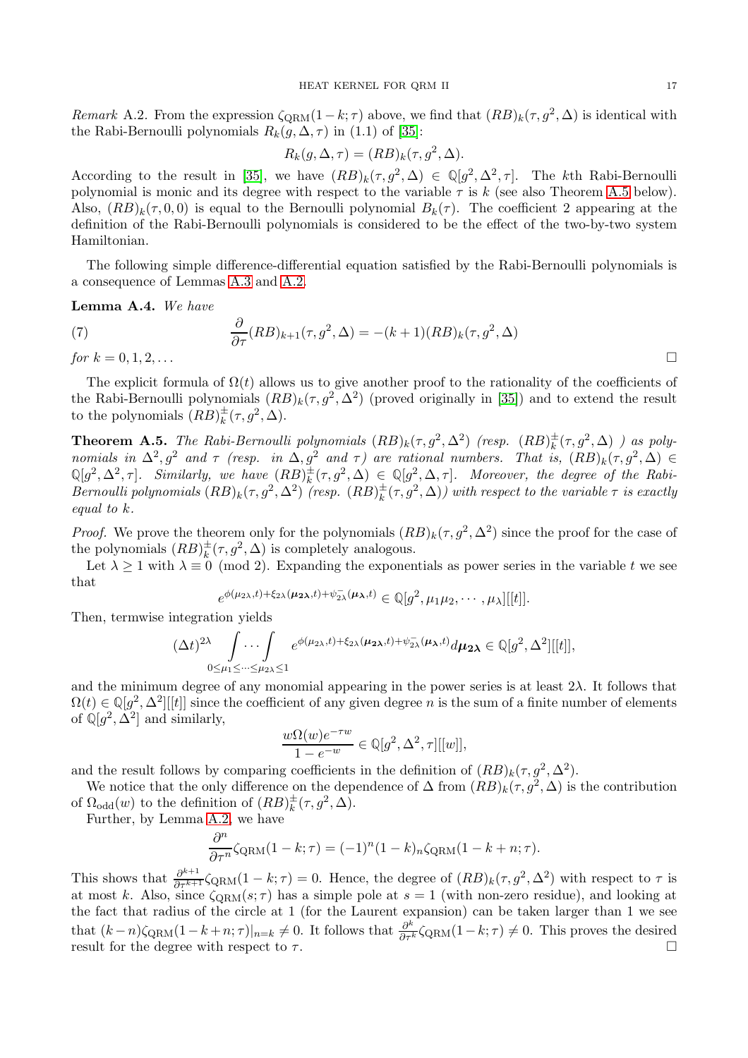*Remark* A.2. From the expression $\zeta_{\mathrm{QRM}}(1-k;\tau)$ above, we find that $(RB)_k(\tau,g^2,\Delta)$ is identical with the Rabi-Bernoulli polynomials $R_k(g,\Delta,\tau)$ in (1.1) of [35]:

$$R_k(g,\Delta,\tau) = (RB)_k(\tau,g^2,\Delta).$$

According to the result in [35], we have $(RB)_k(\tau,g^2,\Delta) \in \mathbb{Q}[g^2,\Delta^2,\tau]$. The $k$th Rabi-Bernoulli polynomial is monic and its degree with respect to the variable $\tau$ is $k$ (see also Theorem A.5 below). Also, $(RB)_k(\tau,0,0)$ is equal to the Bernoulli polynomial $B_k(\tau)$. The coefficient 2 appearing at the definition of the Rabi-Bernoulli polynomials is considered to be the effect of the two-by-two system Hamiltonian.

The following simple difference-differential equation satisfied by the Rabi-Bernoulli polynomials is a consequence of Lemmas A.3 and A.2.

**Lemma A.4.** *We have*

$$\frac{\partial}{\partial \tau}(RB)_{k+1}(\tau,g^2,\Delta) = -(k+1)(RB)_k(\tau,g^2,\Delta) \tag{7}$$

*for* $k=0,1,2,\dots$ □

The explicit formula of $\Omega(t)$ allows us to give another proof to the rationality of the coefficients of the Rabi-Bernoulli polynomials $(RB)_k(\tau,g^2,\Delta^2)$ (proved originally in [35]) and to extend the result to the polynomials $(RB)_k^{\pm}(\tau,g^2,\Delta)$.

**Theorem A.5.** *The Rabi-Bernoulli polynomials $(RB)_k(\tau,g^2,\Delta^2)$ (resp. $(RB)_k^{\pm}(\tau,g^2,\Delta)$ ) as polynomials in $\Delta^2,g^2$ and $\tau$ (resp. in $\Delta,g^2$ and $\tau$) are rational numbers. That is, $(RB)_k(\tau,g^2,\Delta) \in \mathbb{Q}[g^2,\Delta^2,\tau]$. Similarly, we have $(RB)_k^{\pm}(\tau,g^2,\Delta) \in \mathbb{Q}[g^2,\Delta,\tau]$. Moreover, the degree of the Rabi-Bernoulli polynomials $(RB)_k(\tau,g^2,\Delta^2)$ (resp. $(RB)_k^{\pm}(\tau,g^2,\Delta)$) with respect to the variable $\tau$ is exactly equal to $k$.*

*Proof.* We prove the theorem only for the polynomials $(RB)_k(\tau,g^2,\Delta^2)$ since the proof for the case of the polynomials $(RB)_k^{\pm}(\tau,g^2,\Delta)$ is completely analogous.

Let $\lambda \geq 1$ with $\lambda \equiv 0 \pmod 2$. Expanding the exponentials as power series in the variable $t$ we see that

$$e^{\phi(\mu_{2\lambda},t)+\xi_{2\lambda}(\boldsymbol{\mu_{2\lambda}},t)+\psi^{-}_{2\lambda}(\boldsymbol{\mu_{\lambda}},t)} \in \mathbb{Q}[g^2,\mu_1\mu_2,\cdots,\mu_\lambda][[t]].$$

Then, termwise integration yields

$$(\Delta t)^{2\lambda} \int \cdots \int_{0\leq \mu_1 \leq \cdots \leq \mu_{2\lambda} \leq 1} e^{\phi(\mu_{2\lambda},t)+\xi_{2\lambda}(\boldsymbol{\mu_{2\lambda}},t)+\psi^{-}_{2\lambda}(\boldsymbol{\mu_{\lambda}},t)} d\boldsymbol{\mu_{2\lambda}} \in \mathbb{Q}[g^2,\Delta^2][[t]],$$

and the minimum degree of any monomial appearing in the power series is at least $2\lambda$. It follows that $\Omega(t) \in \mathbb{Q}[g^2,\Delta^2][[t]]$ since the coefficient of any given degree $n$ is the sum of a finite number of elements of $\mathbb{Q}[g^2,\Delta^2]$ and similarly,

$$\frac{w\Omega(w)e^{-\tau w}}{1-e^{-w}} \in \mathbb{Q}[g^2,\Delta^2,\tau][[w]],$$

and the result follows by comparing coefficients in the definition of $(RB)_k(\tau,g^2,\Delta^2)$.

We notice that the only difference on the dependence of $\Delta$ from $(RB)_k(\tau,g^2,\Delta)$ is the contribution of $\Omega_{\mathrm{odd}}(w)$ to the definition of $(RB)_k^{\pm}(\tau,g^2,\Delta)$.

Further, by Lemma A.2, we have

$$\frac{\partial^n}{\partial \tau^n}\zeta_{\mathrm{QRM}}(1-k;\tau) = (-1)^n(1-k)_n\zeta_{\mathrm{QRM}}(1-k+n;\tau).$$

This shows that $\frac{\partial^{k+1}}{\partial \tau^{k+1}}\zeta_{\mathrm{QRM}}(1-k;\tau)=0$. Hence, the degree of $(RB)_k(\tau,g^2,\Delta^2)$ with respect to $\tau$ is at most $k$. Also, since $\zeta_{\mathrm{QRM}}(s;\tau)$ has a simple pole at $s=1$ (with non-zero residue), and looking at the fact that radius of the circle at 1 (for the Laurent expansion) can be taken larger than 1 we see that $(k-n)\zeta_{\mathrm{QRM}}(1-k+n;\tau)|_{n=k} \neq 0$. It follows that $\frac{\partial^k}{\partial \tau^k}\zeta_{\mathrm{QRM}}(1-k;\tau) \neq 0$. This proves the desired result for the degree with respect to $\tau$. □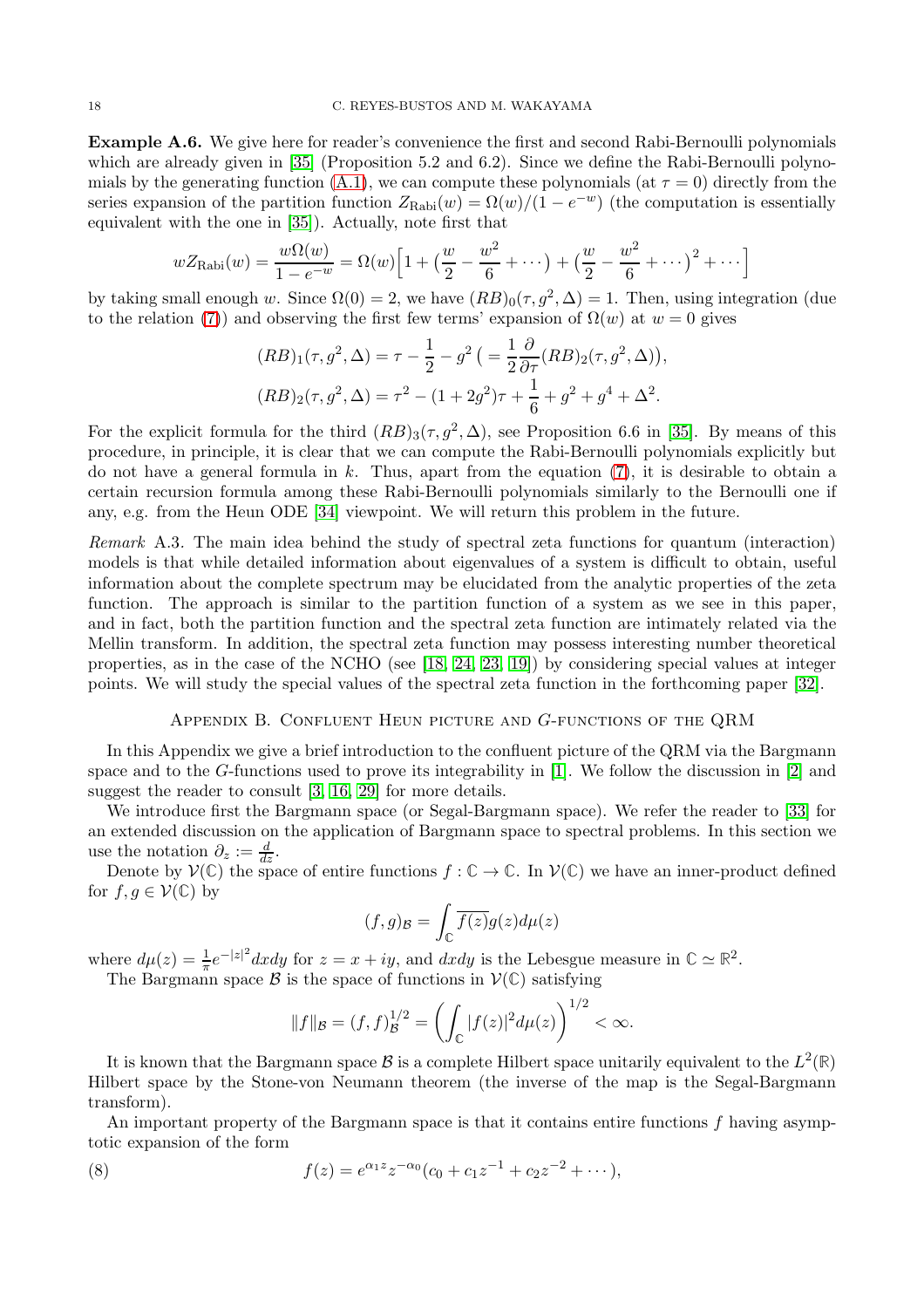**Example A.6.** We give here for reader's convenience the first and second Rabi-Bernoulli polynomials which are already given in [35] (Proposition 5.2 and 6.2). Since we define the Rabi-Bernoulli polynomials by the generating function (A.1), we can compute these polynomials (at $\tau = 0$) directly from the series expansion of the partition function $Z_{\text{Rabi}}(w) = \Omega(w)/(1-e^{-w})$ (the computation is essentially equivalent with the one in [35]). Actually, note first that

$$wZ_{\text{Rabi}}(w) = \frac{w\Omega(w)}{1-e^{-w}} = \Omega(w)\Big[1 + \big(\frac{w}{2} - \frac{w^2}{6} + \cdots\big) + \big(\frac{w}{2} - \frac{w^2}{6} + \cdots\big)^2 + \cdots\Big]$$

by taking small enough $w$. Since $\Omega(0) = 2$, we have $(RB)_0(\tau, g^2, \Delta) = 1$. Then, using integration (due to the relation (7)) and observing the first few terms' expansion of $\Omega(w)$ at $w = 0$ gives

$$(RB)_1(\tau, g^2, \Delta) = \tau - \frac{1}{2} - g^2 \ \big( = \frac{1}{2}\frac{\partial}{\partial \tau}(RB)_2(\tau, g^2, \Delta)\big),$$
$$(RB)_2(\tau, g^2, \Delta) = \tau^2 - (1+2g^2)\tau + \frac{1}{6} + g^2 + g^4 + \Delta^2.$$

For the explicit formula for the third $(RB)_3(\tau, g^2, \Delta)$, see Proposition 6.6 in [35]. By means of this procedure, in principle, it is clear that we can compute the Rabi-Bernoulli polynomials explicitly but do not have a general formula in $k$. Thus, apart from the equation (7), it is desirable to obtain a certain recursion formula among these Rabi-Bernoulli polynomials similarly to the Bernoulli one if any, e.g. from the Heun ODE [34] viewpoint. We will return this problem in the future.

*Remark* A.3. The main idea behind the study of spectral zeta functions for quantum (interaction) models is that while detailed information about eigenvalues of a system is difficult to obtain, useful information about the complete spectrum may be elucidated from the analytic properties of the zeta function. The approach is similar to the partition function of a system as we see in this paper, and in fact, both the partition function and the spectral zeta function are intimately related via the Mellin transform. In addition, the spectral zeta function may possess interesting number theoretical properties, as in the case of the NCHO (see [18, 24, 23, 19]) by considering special values at integer points. We will study the special values of the spectral zeta function in the forthcoming paper [32].

## Appendix B. Confluent Heun picture and $G$-functions of the QRM

In this Appendix we give a brief introduction to the confluent picture of the QRM via the Bargmann space and to the $G$-functions used to prove its integrability in [1]. We follow the discussion in [2] and suggest the reader to consult [3, 16, 29] for more details.

We introduce first the Bargmann space (or Segal-Bargmann space). We refer the reader to [33] for an extended discussion on the application of Bargmann space to spectral problems. In this section we use the notation $\partial_z := \frac{d}{dz}$.

Denote by $\mathcal{V}(\mathbb{C})$ the space of entire functions $f : \mathbb{C} \to \mathbb{C}$. In $\mathcal{V}(\mathbb{C})$ we have an inner-product defined for $f, g \in \mathcal{V}(\mathbb{C})$ by

$$(f,g)_{\mathcal{B}} = \int_{\mathbb{C}} \overline{f(z)} g(z) d\mu(z)$$

where $d\mu(z) = \frac{1}{\pi}e^{-|z|^2}dxdy$ for $z = x + iy$, and $dxdy$ is the Lebesgue measure in $\mathbb{C} \simeq \mathbb{R}^2$.

The Bargmann space $\mathcal{B}$ is the space of functions in $\mathcal{V}(\mathbb{C})$ satisfying

$$\|f\|_{\mathcal{B}} = (f,f)_{\mathcal{B}}^{1/2} = \left(\int_{\mathbb{C}} |f(z)|^2 d\mu(z)\right)^{1/2} < \infty.$$

It is known that the Bargmann space $\mathcal{B}$ is a complete Hilbert space unitarily equivalent to the $L^2(\mathbb{R})$ Hilbert space by the Stone-von Neumann theorem (the inverse of the map is the Segal-Bargmann transform).

An important property of the Bargmann space is that it contains entire functions $f$ having asymptotic expansion of the form

$$f(z) = e^{\alpha_1 z} z^{-\alpha_0}(c_0 + c_1 z^{-1} + c_2 z^{-2} + \cdots), \tag{8}$$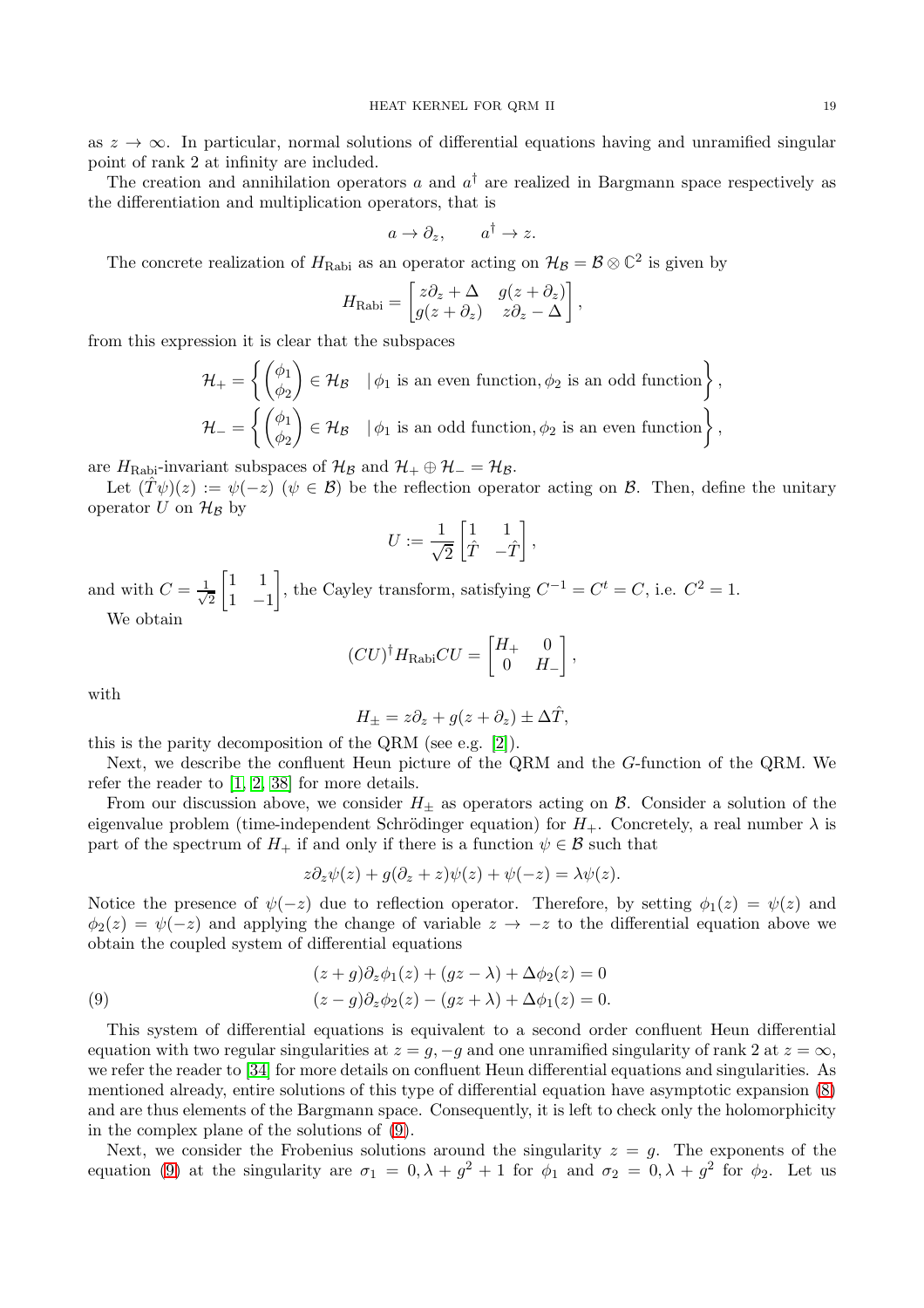as $z \to \infty$. In particular, normal solutions of differential equations having and unramified singular point of rank 2 at infinity are included.

The creation and annihilation operators $a$ and $a^\dagger$ are realized in Bargmann space respectively as the differentiation and multiplication operators, that is

$$a \to \partial_z, \qquad a^\dagger \to z.$$

The concrete realization of $H_{\text{Rabi}}$ as an operator acting on $\mathcal{H}_{\mathcal{B}} = \mathcal{B} \otimes \mathbb{C}^2$ is given by

$$H_{\text{Rabi}} = \begin{bmatrix} z\partial_z + \Delta & g(z+\partial_z) \\ g(z+\partial_z) & z\partial_z - \Delta \end{bmatrix},$$

from this expression it is clear that the subspaces

$$\mathcal{H}_+ = \left\{ \begin{pmatrix} \phi_1 \\ \phi_2 \end{pmatrix} \in \mathcal{H}_{\mathcal{B}} \quad | \, \phi_1 \text{ is an even function}, \phi_2 \text{ is an odd function} \right\},$$

$$\mathcal{H}_- = \left\{ \begin{pmatrix} \phi_1 \\ \phi_2 \end{pmatrix} \in \mathcal{H}_{\mathcal{B}} \quad | \, \phi_1 \text{ is an odd function}, \phi_2 \text{ is an even function} \right\},$$

are $H_{\text{Rabi}}$-invariant subspaces of $\mathcal{H}_{\mathcal{B}}$ and $\mathcal{H}_+ \oplus \mathcal{H}_- = \mathcal{H}_{\mathcal{B}}$.

Let $(\hat{T}\psi)(z) := \psi(-z)$ ($\psi \in \mathcal{B}$) be the reflection operator acting on $\mathcal{B}$. Then, define the unitary operator $U$ on $\mathcal{H}_{\mathcal{B}}$ by

$$U := \frac{1}{\sqrt{2}} \begin{bmatrix} 1 & 1 \\ \hat{T} & -\hat{T} \end{bmatrix},$$

and with $C = \frac{1}{\sqrt{2}} \begin{bmatrix} 1 & 1 \\ 1 & -1 \end{bmatrix}$, the Cayley transform, satisfying $C^{-1} = C^t = C$, i.e. $C^2 = 1$.

We obtain

$$(CU)^\dagger H_{\text{Rabi}} CU = \begin{bmatrix} H_+ & 0 \\ 0 & H_- \end{bmatrix},$$

with

$$H_\pm = z\partial_z + g(z+\partial_z) \pm \Delta\hat{T},$$

this is the parity decomposition of the QRM (see e.g. [2]).

Next, we describe the confluent Heun picture of the QRM and the $G$-function of the QRM. We refer the reader to [1, 2, 38] for more details.

From our discussion above, we consider $H_\pm$ as operators acting on $\mathcal{B}$. Consider a solution of the eigenvalue problem (time-independent Schrödinger equation) for $H_+$. Concretely, a real number $\lambda$ is part of the spectrum of $H_+$ if and only if there is a function $\psi \in \mathcal{B}$ such that

$$z\partial_z\psi(z) + g(\partial_z + z)\psi(z) + \psi(-z) = \lambda\psi(z).$$

Notice the presence of $\psi(-z)$ due to reflection operator. Therefore, by setting $\phi_1(z) = \psi(z)$ and $\phi_2(z) = \psi(-z)$ and applying the change of variable $z \to -z$ to the differential equation above we obtain the coupled system of differential equations

$$\begin{aligned} &(z+g)\partial_z\phi_1(z) + (gz-\lambda) + \Delta\phi_2(z) = 0 \\ &(z-g)\partial_z\phi_2(z) - (gz+\lambda) + \Delta\phi_1(z) = 0. \end{aligned} \tag{9}$$

This system of differential equations is equivalent to a second order confluent Heun differential equation with two regular singularities at $z = g, -g$ and one unramified singularity of rank 2 at $z = \infty$, we refer the reader to [34] for more details on confluent Heun differential equations and singularities. As mentioned already, entire solutions of this type of differential equation have asymptotic expansion (8) and are thus elements of the Bargmann space. Consequently, it is left to check only the holomorphicity in the complex plane of the solutions of (9).

Next, we consider the Frobenius solutions around the singularity $z = g$. The exponents of the equation (9) at the singularity are $\sigma_1 = 0, \lambda + g^2 + 1$ for $\phi_1$ and $\sigma_2 = 0, \lambda + g^2$ for $\phi_2$. Let us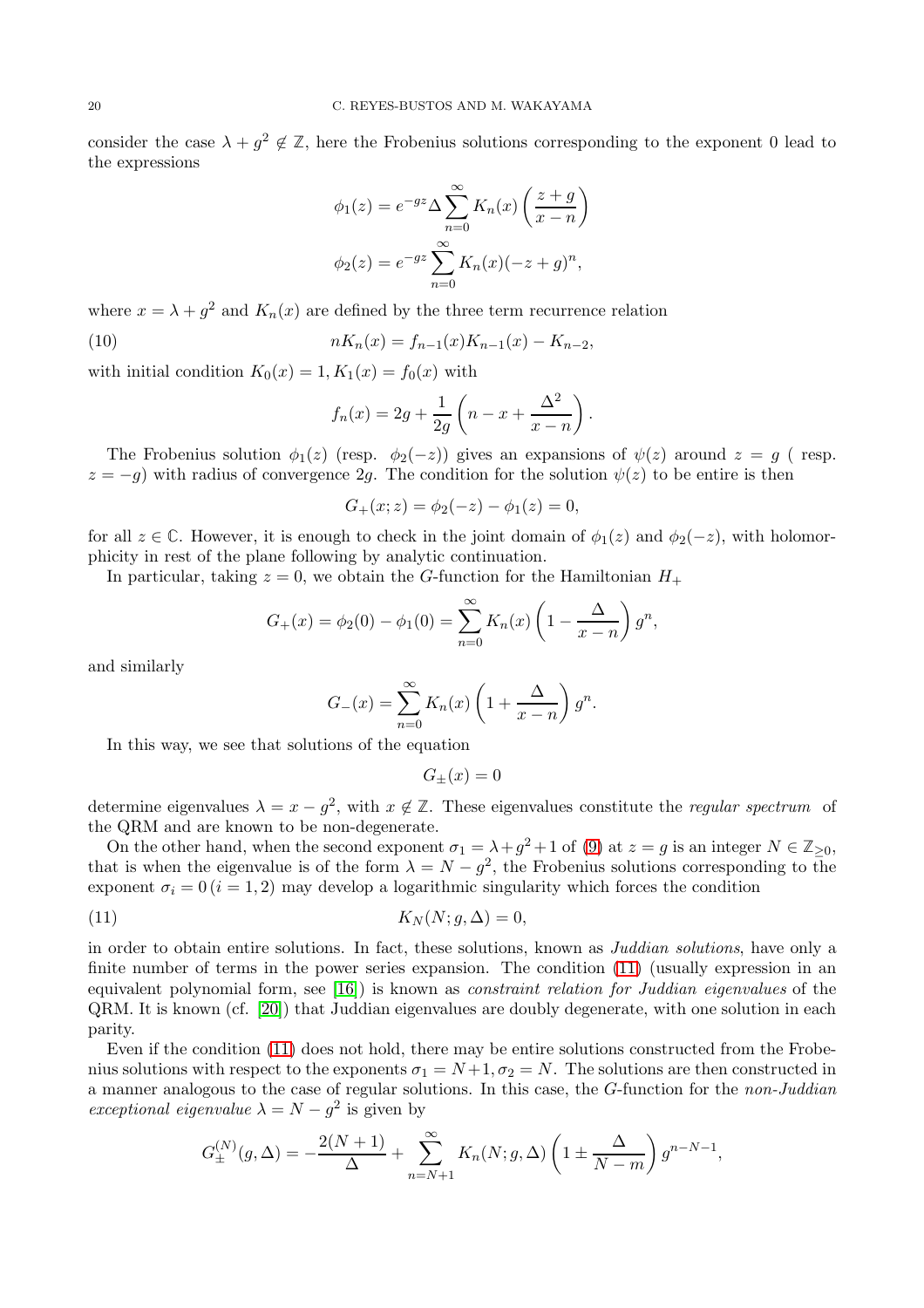consider the case $\lambda + g^2 \notin \mathbb{Z}$, here the Frobenius solutions corresponding to the exponent 0 lead to the expressions

$$\phi_1(z) = e^{-gz}\Delta \sum_{n=0}^{\infty} K_n(x) \left( \frac{z+g}{x-n} \right)$$

$$\phi_2(z) = e^{-gz} \sum_{n=0}^{\infty} K_n(x)(-z+g)^n,$$

where $x = \lambda + g^2$ and $K_n(x)$ are defined by the three term recurrence relation

$$nK_n(x) = f_{n-1}(x)K_{n-1}(x) - K_{n-2}, \tag{10}$$

with initial condition $K_0(x) = 1, K_1(x) = f_0(x)$ with

$$f_n(x) = 2g + \frac{1}{2g}\left( n - x + \frac{\Delta^2}{x-n} \right).$$

The Frobenius solution $\phi_1(z)$ (resp. $\phi_2(-z)$) gives an expansions of $\psi(z)$ around $z = g$ ( resp. $z = -g$) with radius of convergence $2g$. The condition for the solution $\psi(z)$ to be entire is then

$$G_+(x; z) = \phi_2(-z) - \phi_1(z) = 0,$$

for all $z \in \mathbb{C}$. However, it is enough to check in the joint domain of $\phi_1(z)$ and $\phi_2(-z)$, with holomorphicity in rest of the plane following by analytic continuation.

In particular, taking $z = 0$, we obtain the $G$-function for the Hamiltonian $H_+$

$$G_+(x) = \phi_2(0) - \phi_1(0) = \sum_{n=0}^{\infty} K_n(x) \left(1 - \frac{\Delta}{x-n}\right) g^n,$$

and similarly

$$G_-(x) = \sum_{n=0}^{\infty} K_n(x) \left(1 + \frac{\Delta}{x-n}\right) g^n.$$

In this way, we see that solutions of the equation

$$G_\pm(x) = 0$$

determine eigenvalues $\lambda = x - g^2$, with $x \notin \mathbb{Z}$. These eigenvalues constitute the *regular spectrum* of the QRM and are known to be non-degenerate.

On the other hand, when the second exponent $\sigma_1 = \lambda + g^2 + 1$ of (9) at $z = g$ is an integer $N \in \mathbb{Z}_{\geq 0}$, that is when the eigenvalue is of the form $\lambda = N - g^2$, the Frobenius solutions corresponding to the exponent $\sigma_i = 0\,(i = 1, 2)$ may develop a logarithmic singularity which forces the condition

$$K_N(N; g, \Delta) = 0, \tag{11}$$

in order to obtain entire solutions. In fact, these solutions, known as *Juddian solutions*, have only a finite number of terms in the power series expansion. The condition (11) (usually expression in an equivalent polynomial form, see [16]) is known as *constraint relation for Juddian eigenvalues* of the QRM. It is known (cf. [20]) that Juddian eigenvalues are doubly degenerate, with one solution in each parity.

Even if the condition (11) does not hold, there may be entire solutions constructed from the Frobenius solutions with respect to the exponents $\sigma_1 = N+1, \sigma_2 = N$. The solutions are then constructed in a manner analogous to the case of regular solutions. In this case, the $G$-function for the *non-Juddian exceptional eigenvalue* $\lambda = N - g^2$ is given by

$$G_\pm^{(N)}(g, \Delta) = -\frac{2(N+1)}{\Delta} + \sum_{n=N+1}^{\infty} K_n(N; g, \Delta) \left(1 \pm \frac{\Delta}{N-m}\right) g^{n-N-1},$$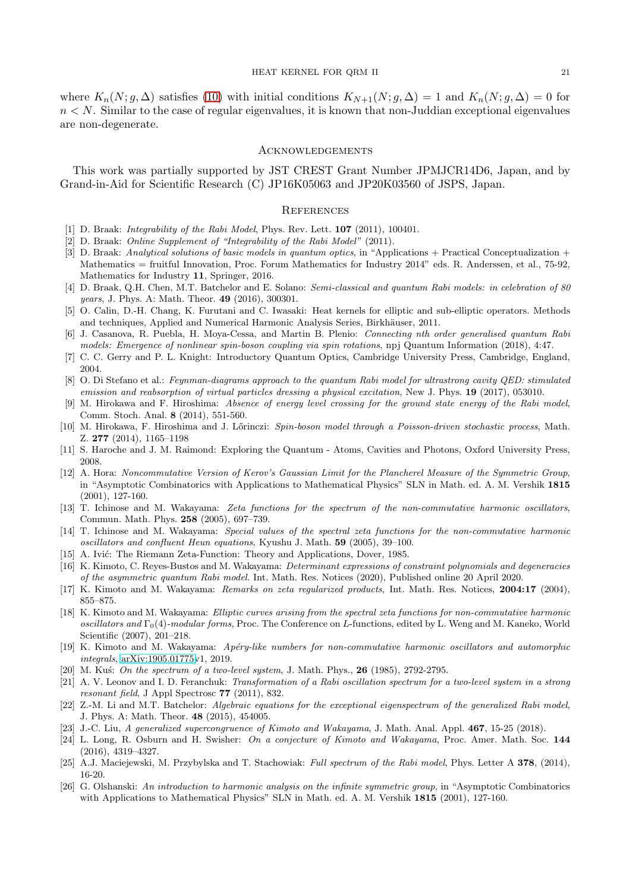where $K_n(N; g, \Delta)$ satisfies (10) with initial conditions $K_{N+1}(N; g, \Delta) = 1$ and $K_n(N; g, \Delta) = 0$ for $n < N$. Similar to the case of regular eigenvalues, it is known that non-Juddian exceptional eigenvalues are non-degenerate.

## Acknowledgements

This work was partially supported by JST CREST Grant Number JPMJCR14D6, Japan, and by Grand-in-Aid for Scientific Research (C) JP16K05063 and JP20K03560 of JSPS, Japan.

## References

[1] D. Braak: *Integrability of the Rabi Model*, Phys. Rev. Lett. **107** (2011), 100401.

[2] D. Braak: *Online Supplement of "Integrability of the Rabi Model"* (2011).

[3] D. Braak: *Analytical solutions of basic models in quantum optics*, in "Applications + Practical Conceptualization + Mathematics = fruitful Innovation, Proc. Forum Mathematics for Industry 2014" eds. R. Anderssen, et al., 75-92, Mathematics for Industry **11**, Springer, 2016.

[4] D. Braak, Q.H. Chen, M.T. Batchelor and E. Solano: *Semi-classical and quantum Rabi models: in celebration of 80 years*, J. Phys. A: Math. Theor. **49** (2016), 300301.

[5] O. Calin, D.-H. Chang, K. Furutani and C. Iwasaki: Heat kernels for elliptic and sub-elliptic operators. Methods and techniques, Applied and Numerical Harmonic Analysis Series, Birkhäuser, 2011.

[6] J. Casanova, R. Puebla, H. Moya-Cessa, and Martin B. Plenio: *Connecting nth order generalised quantum Rabi models: Emergence of nonlinear spin-boson coupling via spin rotations*, npj Quantum Information (2018), 4:47.

[7] C. C. Gerry and P. L. Knight: Introductory Quantum Optics, Cambridge University Press, Cambridge, England, 2004.

[8] O. Di Stefano et al.: *Feynman-diagrams approach to the quantum Rabi model for ultrastrong cavity QED: stimulated emission and reabsorption of virtual particles dressing a physical excitation*, New J. Phys. **19** (2017), 053010.

[9] M. Hirokawa and F. Hiroshima: *Absence of energy level crossing for the ground state energy of the Rabi model*, Comm. Stoch. Anal. **8** (2014), 551-560.

[10] M. Hirokawa, F. Hiroshima and J. Lőrinczi: *Spin-boson model through a Poisson-driven stochastic process*, Math. Z. **277** (2014), 1165–1198

[11] S. Haroche and J. M. Raimond: Exploring the Quantum - Atoms, Cavities and Photons, Oxford University Press, 2008.

[12] A. Hora: *Noncommutative Version of Kerov's Gaussian Limit for the Plancherel Measure of the Symmetric Group*, in "Asymptotic Combinatorics with Applications to Mathematical Physics" SLN in Math. ed. A. M. Vershik **1815** (2001), 127-160.

[13] T. Ichinose and M. Wakayama: *Zeta functions for the spectrum of the non-commutative harmonic oscillators*, Commun. Math. Phys. **258** (2005), 697–739.

[14] T. Ichinose and M. Wakayama: *Special values of the spectral zeta functions for the non-commutative harmonic oscillators and confluent Heun equations*, Kyushu J. Math. **59** (2005), 39–100.

[15] A. Ivić: The Riemann Zeta-Function: Theory and Applications, Dover, 1985.

[16] K. Kimoto, C. Reyes-Bustos and M. Wakayama: *Determinant expressions of constraint polynomials and degeneracies of the asymmetric quantum Rabi model*. Int. Math. Res. Notices (2020), Published online 20 April 2020.

[17] K. Kimoto and M. Wakayama: *Remarks on zeta regularized products*, Int. Math. Res. Notices, **2004:17** (2004), 855–875.

[18] K. Kimoto and M. Wakayama: *Elliptic curves arising from the spectral zeta functions for non-commutative harmonic oscillators and* $\Gamma_0(4)$*-modular forms*, Proc. The Conference on $L$-functions, edited by L. Weng and M. Kaneko, World Scientific (2007), 201–218.

[19] K. Kimoto and M. Wakayama: *Apéry-like numbers for non-commutative harmonic oscillators and automorphic integrals*, arXiv:1905.01775v1, 2019.

[20] M. Kuś: *On the spectrum of a two-level system*, J. Math. Phys., **26** (1985), 2792-2795.

[21] A. V. Leonov and I. D. Feranchuk: *Transformation of a Rabi oscillation spectrum for a two-level system in a strong resonant field*, J Appl Spectrosc **77** (2011), 832.

[22] Z.-M. Li and M.T. Batchelor: *Algebraic equations for the exceptional eigenspectrum of the generalized Rabi model*, J. Phys. A: Math. Theor. **48** (2015), 454005.

[23] J.-C. Liu, *A generalized supercongruence of Kimoto and Wakayama*, J. Math. Anal. Appl. **467**, 15-25 (2018).

[24] L. Long, R. Osburn and H. Swisher: *On a conjecture of Kimoto and Wakayama*, Proc. Amer. Math. Soc. **144** (2016), 4319–4327.

[25] A.J. Maciejewski, M. Przybylska and T. Stachowiak: *Full spectrum of the Rabi model*, Phys. Letter A **378**, (2014), 16-20.

[26] G. Olshanski: *An introduction to harmonic analysis on the infinite symmetric group*, in "Asymptotic Combinatorics with Applications to Mathematical Physics" SLN in Math. ed. A. M. Vershik **1815** (2001), 127-160.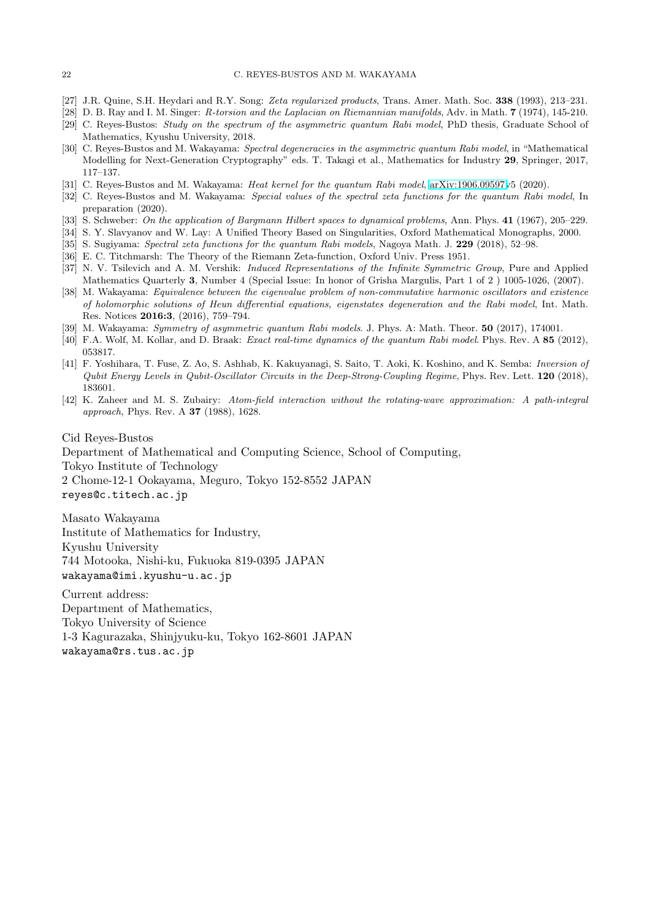[27] J.R. Quine, S.H. Heydari and R.Y. Song: *Zeta regularized products*, Trans. Amer. Math. Soc. **338** (1993), 213–231.

[28] D. B. Ray and I. M. Singer: *R-torsion and the Laplacian on Riemannian manifolds*, Adv. in Math. **7** (1974), 145-210.

[29] C. Reyes-Bustos: *Study on the spectrum of the asymmetric quantum Rabi model*, PhD thesis, Graduate School of Mathematics, Kyushu University, 2018.

[30] C. Reyes-Bustos and M. Wakayama: *Spectral degeneracies in the asymmetric quantum Rabi model*, in "Mathematical Modelling for Next-Generation Cryptography" eds. T. Takagi et al., Mathematics for Industry **29**, Springer, 2017, 117–137.

[31] C. Reyes-Bustos and M. Wakayama: *Heat kernel for the quantum Rabi model*, arXiv:1906.09597v5 (2020).

[32] C. Reyes-Bustos and M. Wakayama: *Special values of the spectral zeta functions for the quantum Rabi model*, In preparation (2020).

[33] S. Schweber: *On the application of Bargmann Hilbert spaces to dynamical problems*, Ann. Phys. **41** (1967), 205–229.

[34] S. Y. Slavyanov and W. Lay: A Unified Theory Based on Singularities, Oxford Mathematical Monographs, 2000.

[35] S. Sugiyama: *Spectral zeta functions for the quantum Rabi models*, Nagoya Math. J. **229** (2018), 52–98.

[36] E. C. Titchmarsh: The Theory of the Riemann Zeta-function, Oxford Univ. Press 1951.

[37] N. V. Tsilevich and A. M. Vershik: *Induced Representations of the Infinite Symmetric Group*, Pure and Applied Mathematics Quarterly **3**, Number 4 (Special Issue: In honor of Grisha Margulis, Part 1 of 2 ) 1005-1026, (2007).

[38] M. Wakayama: *Equivalence between the eigenvalue problem of non-commutative harmonic oscillators and existence of holomorphic solutions of Heun differential equations, eigenstates degeneration and the Rabi model*, Int. Math. Res. Notices **2016:3**, (2016), 759–794.

[39] M. Wakayama: *Symmetry of asymmetric quantum Rabi models*. J. Phys. A: Math. Theor. **50** (2017), 174001.

[40] F.A. Wolf, M. Kollar, and D. Braak: *Exact real-time dynamics of the quantum Rabi model*. Phys. Rev. A **85** (2012), 053817.

[41] F. Yoshihara, T. Fuse, Z. Ao, S. Ashhab, K. Kakuyanagi, S. Saito, T. Aoki, K. Koshino, and K. Semba: *Inversion of Qubit Energy Levels in Qubit-Oscillator Circuits in the Deep-Strong-Coupling Regime*, Phys. Rev. Lett. **120** (2018), 183601.

[42] K. Zaheer and M. S. Zubairy: *Atom-field interaction without the rotating-wave approximation: A path-integral approach*, Phys. Rev. A **37** (1988), 1628.

Cid Reyes-Bustos
Department of Mathematical and Computing Science, School of Computing,
Tokyo Institute of Technology
2 Chome-12-1 Ookayama, Meguro, Tokyo 152-8552 JAPAN
reyes@c.titech.ac.jp

Masato Wakayama
Institute of Mathematics for Industry,
Kyushu University
744 Motooka, Nishi-ku, Fukuoka 819-0395 JAPAN
wakayama@imi.kyushu-u.ac.jp

Current address:
Department of Mathematics,
Tokyo University of Science
1-3 Kagurazaka, Shinjyuku-ku, Tokyo 162-8601 JAPAN
wakayama@rs.tus.ac.jp